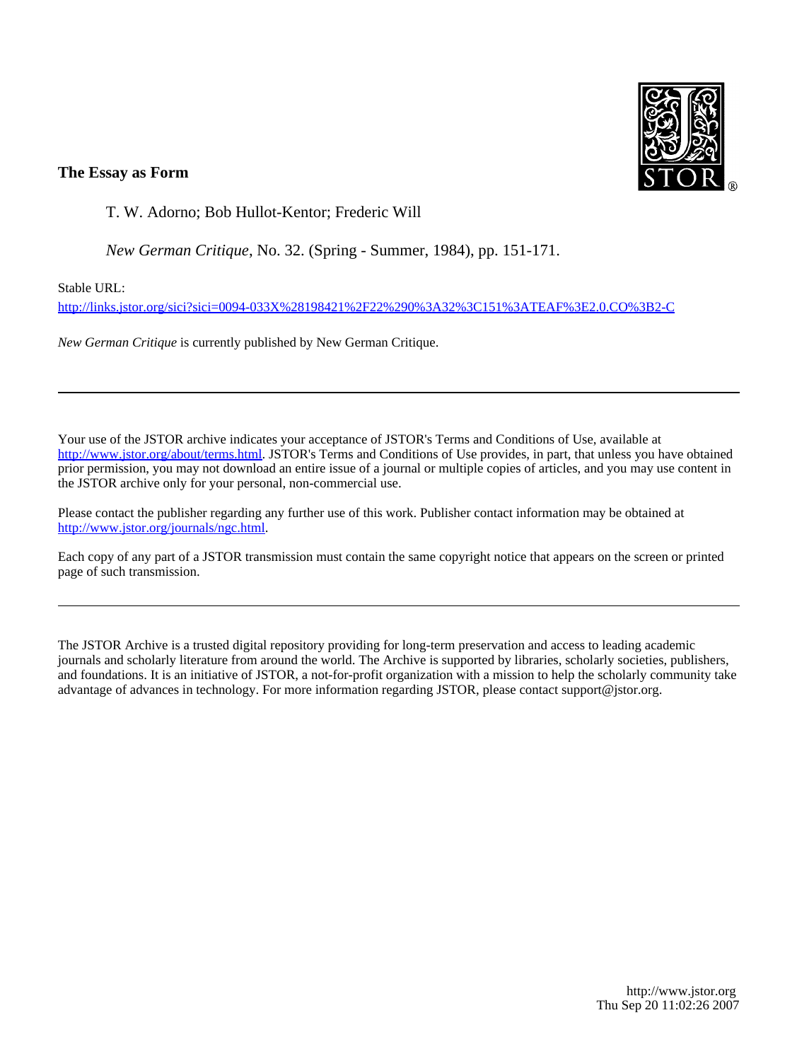**The Essay as Form**

T. W. Adorno; Bob Hullot-Kentor; Frederic Will

*New German Critique*, No. 32. (Spring - Summer, 1984), pp. 151-171.

Stable URL:

http://links.jstor.org/sici?sici=0094-033X%28198421%2F22%290%3A32%3C151%3ATEAF%3E2.0.CO%3B2-C

*New German Critique* is currently published by New German Critique.

---

Your use of the JSTOR archive indicates your acceptance of JSTOR's Terms and Conditions of Use, available at http://www.jstor.org/about/terms.html. JSTOR's Terms and Conditions of Use provides, in part, that unless you have obtained prior permission, you may not download an entire issue of a journal or multiple copies of articles, and you may use content in the JSTOR archive only for your personal, non-commercial use.

Please contact the publisher regarding any further use of this work. Publisher contact information may be obtained at http://www.jstor.org/journals/ngc.html.

Each copy of any part of a JSTOR transmission must contain the same copyright notice that appears on the screen or printed page of such transmission.

---

The JSTOR Archive is a trusted digital repository providing for long-term preservation and access to leading academic journals and scholarly literature from around the world. The Archive is supported by libraries, scholarly societies, publishers, and foundations. It is an initiative of JSTOR, a not-for-profit organization with a mission to help the scholarly community take advantage of advances in technology. For more information regarding JSTOR, please contact support@jstor.org.

http://www.jstor.org
Thu Sep 20 11:02:26 2007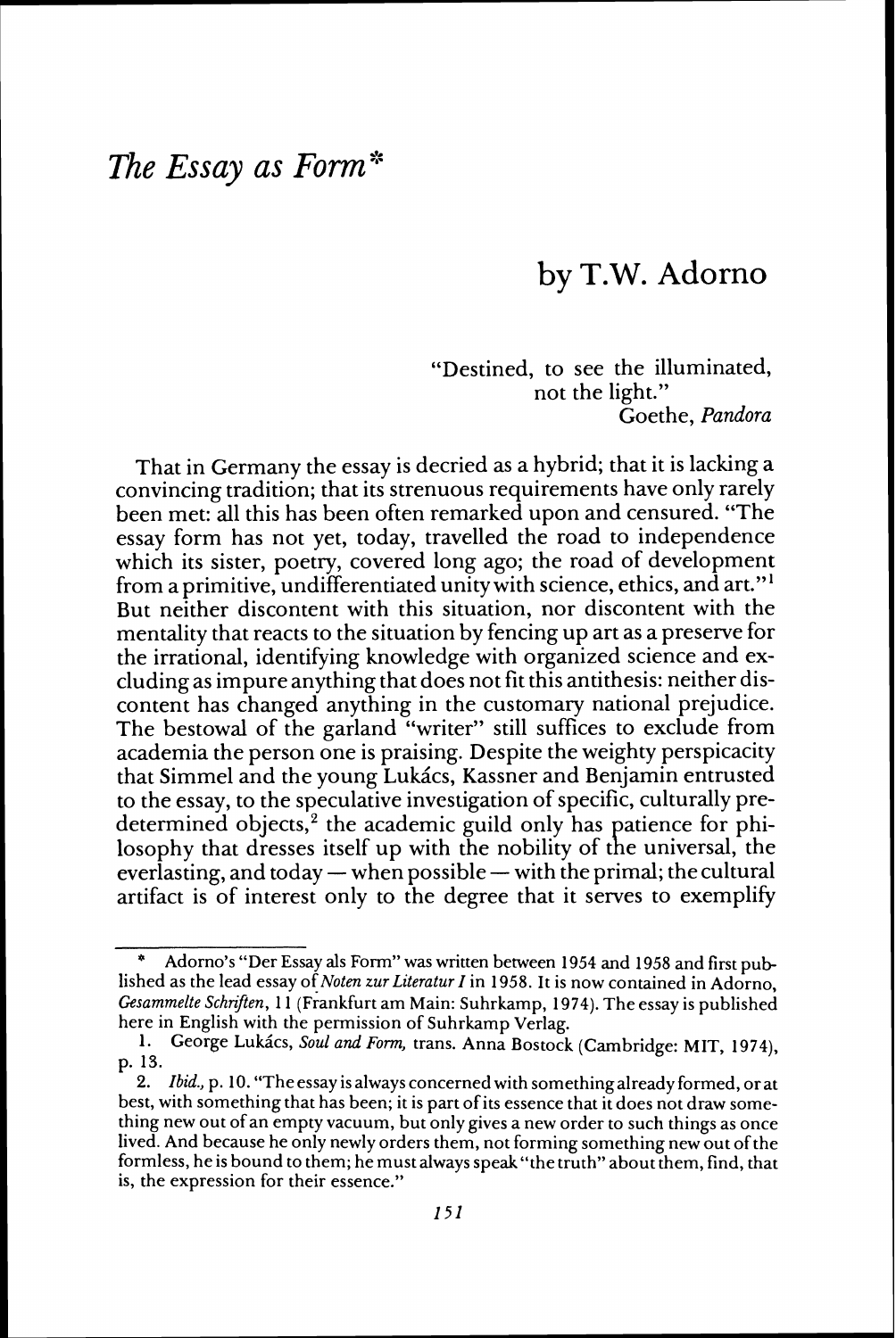# *The Essay as Form**

## by T.W. Adorno

"Destined, to see the illuminated,
not the light."
Goethe, *Pandora*

That in Germany the essay is decried as a hybrid; that it is lacking a convincing tradition; that its strenuous requirements have only rarely been met: all this has been often remarked upon and censured. "The essay form has not yet, today, travelled the road to independence which its sister, poetry, covered long ago; the road of development from a primitive, undifferentiated unity with science, ethics, and art."[1] But neither discontent with this situation, nor discontent with the mentality that reacts to the situation by fencing up art as a preserve for the irrational, identifying knowledge with organized science and excluding as impure anything that does not fit this antithesis: neither discontent has changed anything in the customary national prejudice. The bestowal of the garland "writer" still suffices to exclude from academia the person one is praising. Despite the weighty perspicacity that Simmel and the young Lukács, Kassner and Benjamin entrusted to the essay, to the speculative investigation of specific, culturally predetermined objects,[2] the academic guild only has patience for philosophy that dresses itself up with the nobility of the universal, the everlasting, and today — when possible — with the primal; the cultural artifact is of interest only to the degree that it serves to exemplify

---

\* Adorno's "Der Essay als Form" was written between 1954 and 1958 and first published as the lead essay of *Noten zur Literatur I* in 1958. It is now contained in Adorno, *Gesammelte Schriften*, 11 (Frankfurt am Main: Suhrkamp, 1974). The essay is published here in English with the permission of Suhrkamp Verlag.

1. George Lukács, *Soul and Form*, trans. Anna Bostock (Cambridge: MIT, 1974), p. 13.

2. *Ibid.*, p. 10. "The essay is always concerned with something already formed, or at best, with something that has been; it is part of its essence that it does not draw something new out of an empty vacuum, but only gives a new order to such things as once lived. And because he only newly orders them, not forming something new out of the formless, he is bound to them; he must always speak "the truth" about them, find, that is, the expression for their essence."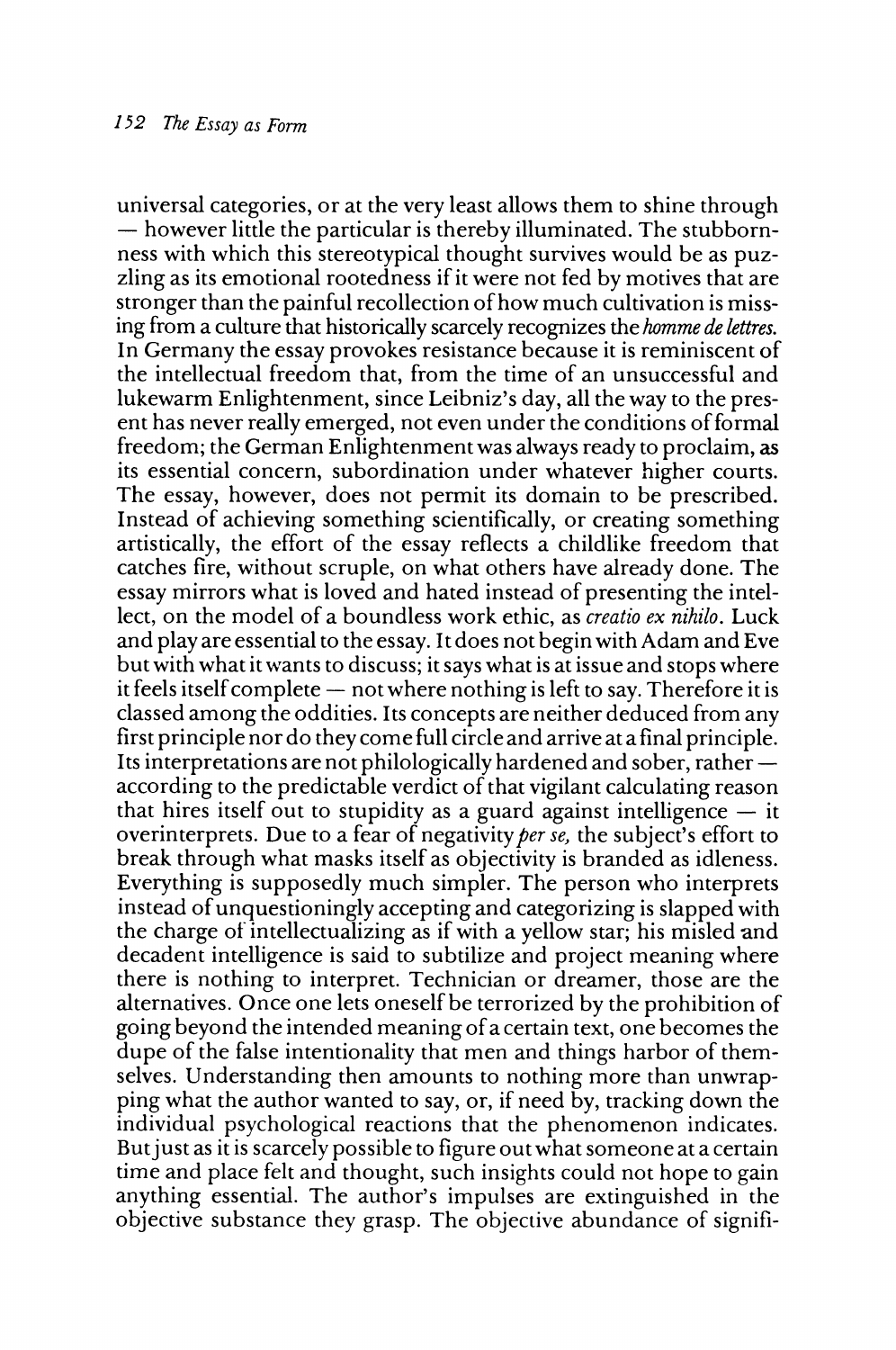universal categories, or at the very least allows them to shine through — however little the particular is thereby illuminated. The stubbornness with which this stereotypical thought survives would be as puzzling as its emotional rootedness if it were not fed by motives that are stronger than the painful recollection of how much cultivation is missing from a culture that historically scarcely recognizes the *homme de lettres*. In Germany the essay provokes resistance because it is reminiscent of the intellectual freedom that, from the time of an unsuccessful and lukewarm Enlightenment, since Leibniz's day, all the way to the present has never really emerged, not even under the conditions of formal freedom; the German Enlightenment was always ready to proclaim, as its essential concern, subordination under whatever higher courts. The essay, however, does not permit its domain to be prescribed. Instead of achieving something scientifically, or creating something artistically, the effort of the essay reflects a childlike freedom that catches fire, without scruple, on what others have already done. The essay mirrors what is loved and hated instead of presenting the intellect, on the model of a boundless work ethic, as *creatio ex nihilo*. Luck and play are essential to the essay. It does not begin with Adam and Eve but with what it wants to discuss; it says what is at issue and stops where it feels itself complete — not where nothing is left to say. Therefore it is classed among the oddities. Its concepts are neither deduced from any first principle nor do they come full circle and arrive at a final principle. Its interpretations are not philologically hardened and sober, rather — according to the predictable verdict of that vigilant calculating reason that hires itself out to stupidity as a guard against intelligence — it overinterprets. Due to a fear of negativity *per se*, the subject's effort to break through what masks itself as objectivity is branded as idleness. Everything is supposedly much simpler. The person who interprets instead of unquestioningly accepting and categorizing is slapped with the charge of intellectualizing as if with a yellow star; his misled and decadent intelligence is said to subtilize and project meaning where there is nothing to interpret. Technician or dreamer, those are the alternatives. Once one lets oneself be terrorized by the prohibition of going beyond the intended meaning of a certain text, one becomes the dupe of the false intentionality that men and things harbor of themselves. Understanding then amounts to nothing more than unwrapping what the author wanted to say, or, if need by, tracking down the individual psychological reactions that the phenomenon indicates. But just as it is scarcely possible to figure out what someone at a certain time and place felt and thought, such insights could not hope to gain anything essential. The author's impulses are extinguished in the objective substance they grasp. The objective abundance of signifi-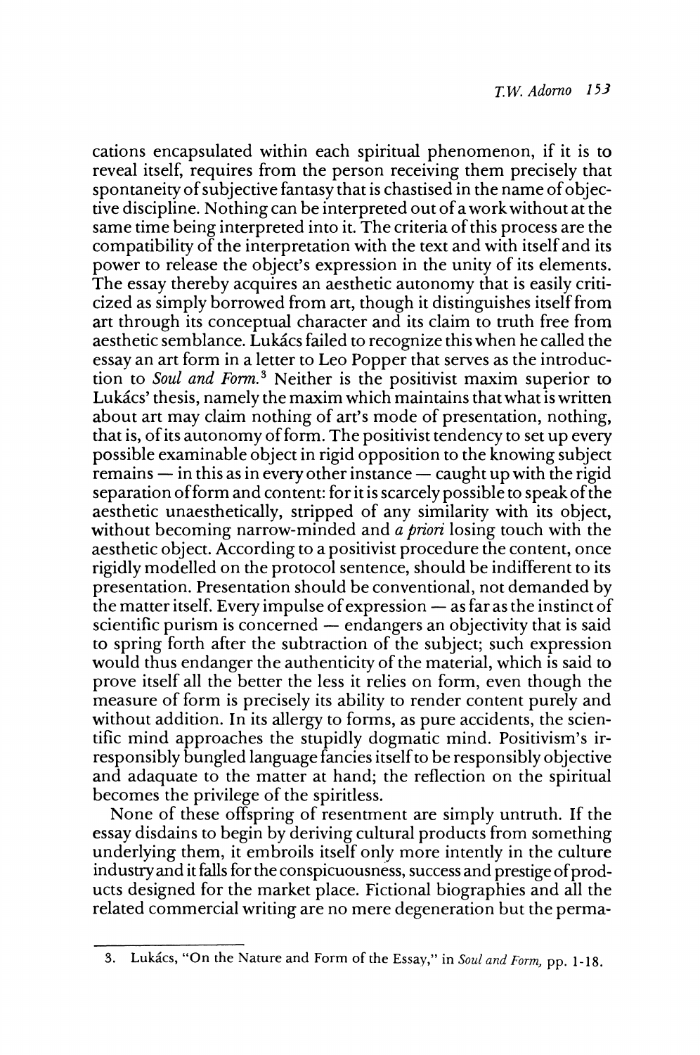cations encapsulated within each spiritual phenomenon, if it is to reveal itself, requires from the person receiving them precisely that spontaneity of subjective fantasy that is chastised in the name of objective discipline. Nothing can be interpreted out of a work without at the same time being interpreted into it. The criteria of this process are the compatibility of the interpretation with the text and with itself and its power to release the object's expression in the unity of its elements. The essay thereby acquires an aesthetic autonomy that is easily criticized as simply borrowed from art, though it distinguishes itself from art through its conceptual character and its claim to truth free from aesthetic semblance. Lukács failed to recognize this when he called the essay an art form in a letter to Leo Popper that serves as the introduction to *Soul and Form.*[3] Neither is the positivist maxim superior to Lukács' thesis, namely the maxim which maintains that what is written about art may claim nothing of art's mode of presentation, nothing, that is, of its autonomy of form. The positivist tendency to set up every possible examinable object in rigid opposition to the knowing subject remains — in this as in every other instance — caught up with the rigid separation of form and content: for it is scarcely possible to speak of the aesthetic unaesthetically, stripped of any similarity with its object, without becoming narrow-minded and *a priori* losing touch with the aesthetic object. According to a positivist procedure the content, once rigidly modelled on the protocol sentence, should be indifferent to its presentation. Presentation should be conventional, not demanded by the matter itself. Every impulse of expression — as far as the instinct of scientific purism is concerned — endangers an objectivity that is said to spring forth after the subtraction of the subject; such expression would thus endanger the authenticity of the material, which is said to prove itself all the better the less it relies on form, even though the measure of form is precisely its ability to render content purely and without addition. In its allergy to forms, as pure accidents, the scientific mind approaches the stupidly dogmatic mind. Positivism's irresponsibly bungled language fancies itself to be responsibly objective and adaquate to the matter at hand; the reflection on the spiritual becomes the privilege of the spiritless.

None of these offspring of resentment are simply untruth. If the essay disdains to begin by deriving cultural products from something underlying them, it embroils itself only more intently in the culture industry and it falls for the conspicuousness, success and prestige of products designed for the market place. Fictional biographies and all the related commercial writing are no mere degeneration but the perma-

3. Lukács, "On the Nature and Form of the Essay," in *Soul and Form,* pp. 1-18.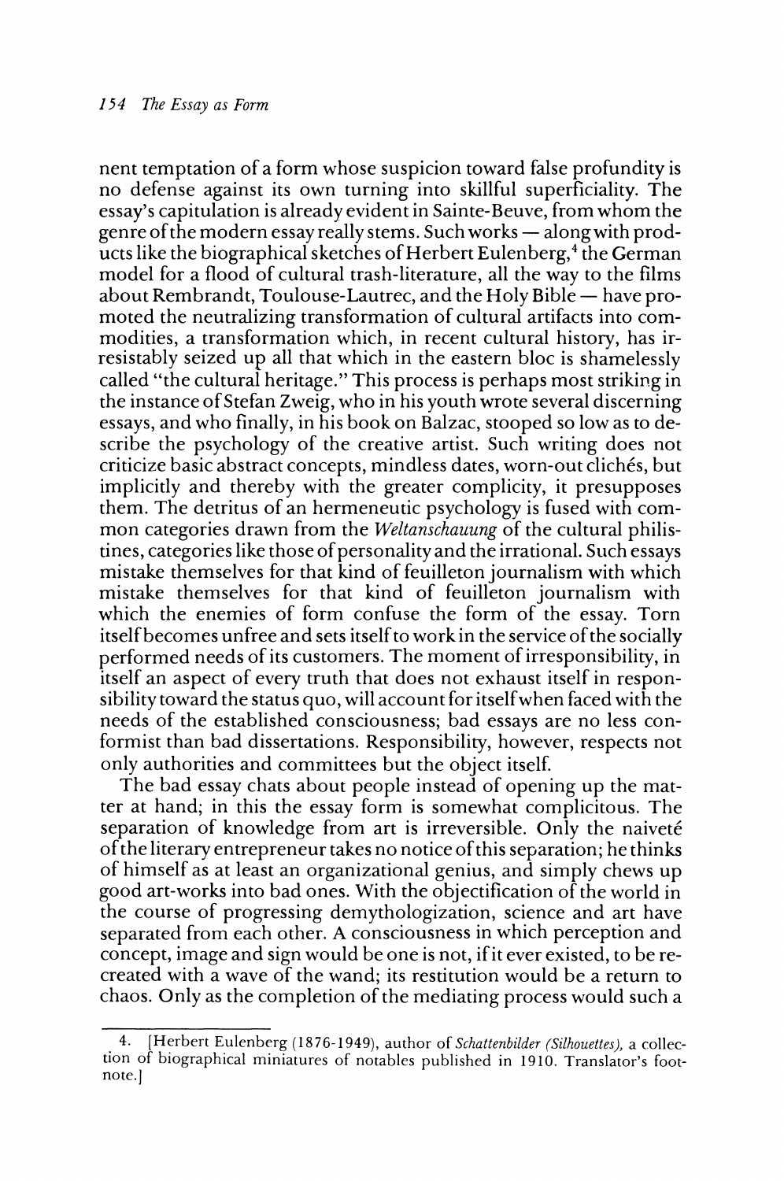nent temptation of a form whose suspicion toward false profundity is no defense against its own turning into skillful superficiality. The essay's capitulation is already evident in Sainte-Beuve, from whom the genre of the modern essay really stems. Such works — along with products like the biographical sketches of Herbert Eulenberg,[4] the German model for a flood of cultural trash-literature, all the way to the films about Rembrandt, Toulouse-Lautrec, and the Holy Bible — have promoted the neutralizing transformation of cultural artifacts into commodities, a transformation which, in recent cultural history, has irresistably seized up all that which in the eastern bloc is shamelessly called "the cultural heritage." This process is perhaps most striking in the instance of Stefan Zweig, who in his youth wrote several discerning essays, and who finally, in his book on Balzac, stooped so low as to describe the psychology of the creative artist. Such writing does not criticize basic abstract concepts, mindless dates, worn-out clichés, but implicitly and thereby with the greater complicity, it presupposes them. The detritus of an hermeneutic psychology is fused with common categories drawn from the *Weltanschauung* of the cultural philistines, categories like those of personality and the irrational. Such essays mistake themselves for that kind of feuilleton journalism with which mistake themselves for that kind of feuilleton journalism with which the enemies of form confuse the form of the essay. Torn itself becomes unfree and sets itself to work in the service of the socially performed needs of its customers. The moment of irresponsibility, in itself an aspect of every truth that does not exhaust itself in responsibility toward the status quo, will account for itself when faced with the needs of the established consciousness; bad essays are no less conformist than bad dissertations. Responsibility, however, respects not only authorities and committees but the object itself.

The bad essay chats about people instead of opening up the matter at hand; in this the essay form is somewhat complicitous. The separation of knowledge from art is irreversible. Only the naiveté of the literary entrepreneur takes no notice of this separation; he thinks of himself as at least an organizational genius, and simply chews up good art-works into bad ones. With the objectification of the world in the course of progressing demythologization, science and art have separated from each other. A consciousness in which perception and concept, image and sign would be one is not, if it ever existed, to be recreated with a wave of the wand; its restitution would be a return to chaos. Only as the completion of the mediating process would such a

---

4. [Herbert Eulenberg (1876-1949), author of *Schattenbilder (Silhouettes)*, a collection of biographical miniatures of notables published in 1910. Translator's footnote.]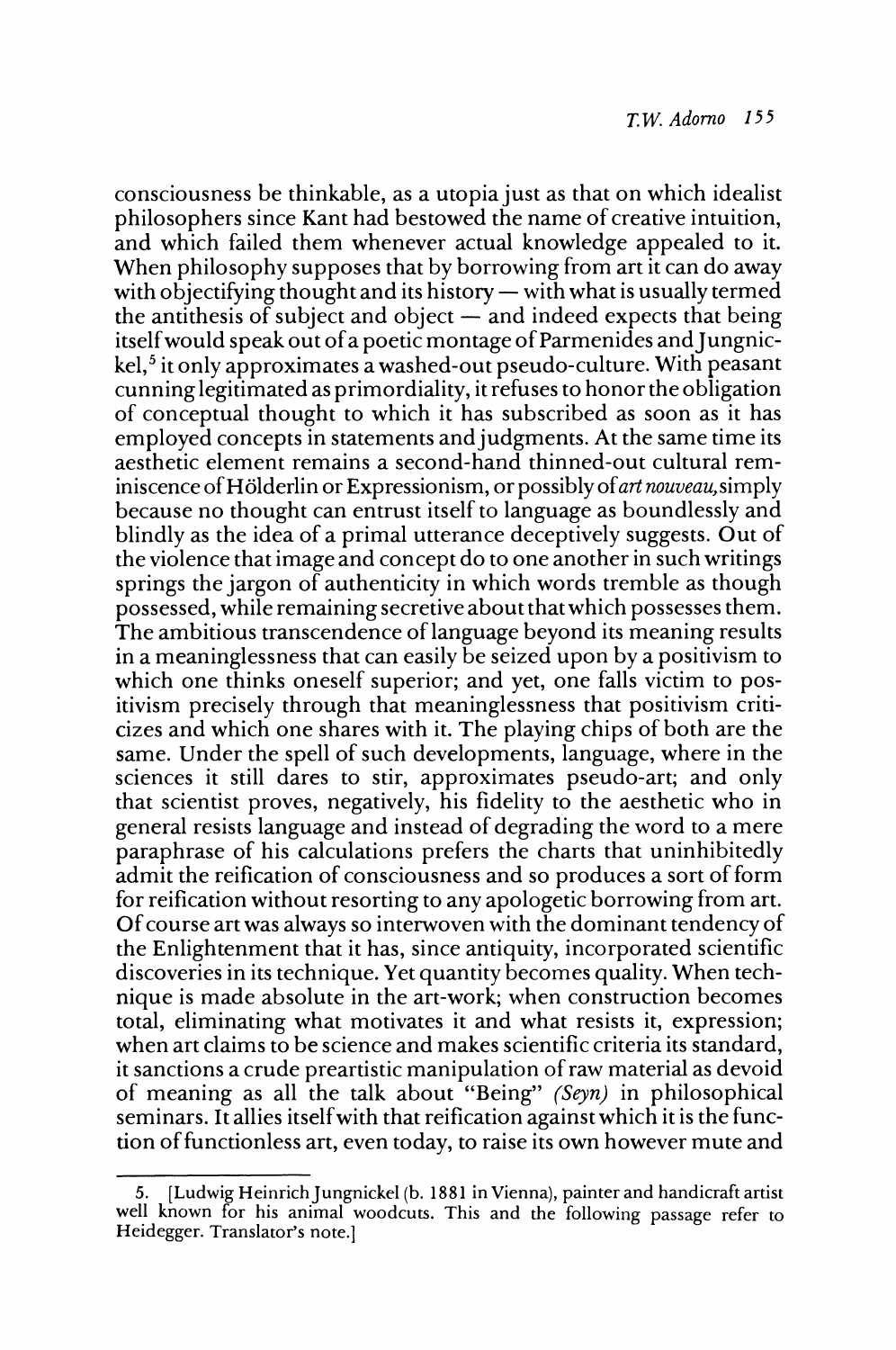consciousness be thinkable, as a utopia just as that on which idealist philosophers since Kant had bestowed the name of creative intuition, and which failed them whenever actual knowledge appealed to it. When philosophy supposes that by borrowing from art it can do away with objectifying thought and its history — with what is usually termed the antithesis of subject and object — and indeed expects that being itself would speak out of a poetic montage of Parmenides and Jungnickel,[5] it only approximates a washed-out pseudo-culture. With peasant cunning legitimated as primordiality, it refuses to honor the obligation of conceptual thought to which it has subscribed as soon as it has employed concepts in statements and judgments. At the same time its aesthetic element remains a second-hand thinned-out cultural reminiscence of Hölderlin or Expressionism, or possibly of *art nouveau*, simply because no thought can entrust itself to language as boundlessly and blindly as the idea of a primal utterance deceptively suggests. Out of the violence that image and concept do to one another in such writings springs the jargon of authenticity in which words tremble as though possessed, while remaining secretive about that which possesses them. The ambitious transcendence of language beyond its meaning results in a meaninglessness that can easily be seized upon by a positivism to which one thinks oneself superior; and yet, one falls victim to positivism precisely through that meaninglessness that positivism criticizes and which one shares with it. The playing chips of both are the same. Under the spell of such developments, language, where in the sciences it still dares to stir, approximates pseudo-art; and only that scientist proves, negatively, his fidelity to the aesthetic who in general resists language and instead of degrading the word to a mere paraphrase of his calculations prefers the charts that uninhibitedly admit the reification of consciousness and so produces a sort of form for reification without resorting to any apologetic borrowing from art. Of course art was always so interwoven with the dominant tendency of the Enlightenment that it has, since antiquity, incorporated scientific discoveries in its technique. Yet quantity becomes quality. When technique is made absolute in the art-work; when construction becomes total, eliminating what motivates it and what resists it, expression; when art claims to be science and makes scientific criteria its standard, it sanctions a crude preartistic manipulation of raw material as devoid of meaning as all the talk about "Being" *(Seyn)* in philosophical seminars. It allies itself with that reification against which it is the function of functionless art, even today, to raise its own however mute and

---

5. [Ludwig Heinrich Jungnickel (b. 1881 in Vienna), painter and handicraft artist well known for his animal woodcuts. This and the following passage refer to Heidegger. Translator's note.]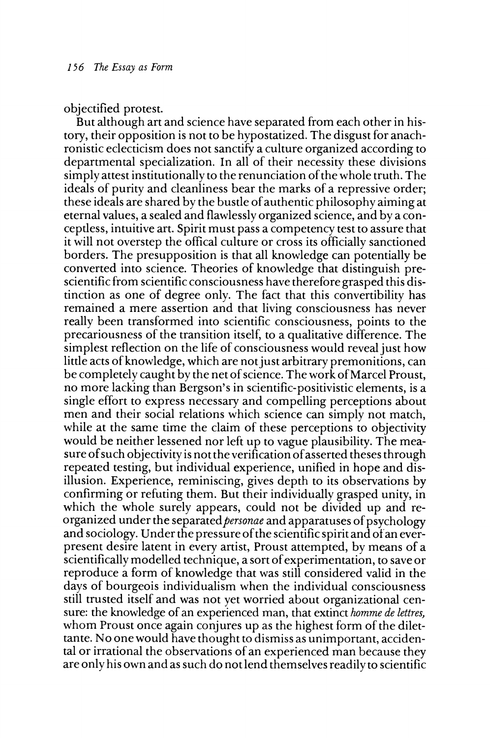objectified protest.

But although art and science have separated from each other in history, their opposition is not to be hypostatized. The disgust for anachronistic eclecticism does not sanctify a culture organized according to departmental specialization. In all of their necessity these divisions simply attest institutionally to the renunciation of the whole truth. The ideals of purity and cleanliness bear the marks of a repressive order; these ideals are shared by the bustle of authentic philosophy aiming at eternal values, a sealed and flawlessly organized science, and by a conceptless, intuitive art. Spirit must pass a competency test to assure that it will not overstep the offical culture or cross its officially sanctioned borders. The presupposition is that all knowledge can potentially be converted into science. Theories of knowledge that distinguish prescientific from scientific consciousness have therefore grasped this distinction as one of degree only. The fact that this convertibility has remained a mere assertion and that living consciousness has never really been transformed into scientific consciousness, points to the precariousness of the transition itself, to a qualitative difference. The simplest reflection on the life of consciousness would reveal just how little acts of knowledge, which are not just arbitrary premonitions, can be completely caught by the net of science. The work of Marcel Proust, no more lacking than Bergson's in scientific-positivistic elements, is a single effort to express necessary and compelling perceptions about men and their social relations which science can simply not match, while at the same time the claim of these perceptions to objectivity would be neither lessened nor left up to vague plausibility. The measure of such objectivity is not the verification of asserted theses through repeated testing, but individual experience, unified in hope and disillusion. Experience, reminiscing, gives depth to its observations by confirming or refuting them. But their individually grasped unity, in which the whole surely appears, could not be divided up and reorganized under the separated *personae* and apparatuses of psychology and sociology. Under the pressure of the scientific spirit and of an everpresent desire latent in every artist, Proust attempted, by means of a scientifically modelled technique, a sort of experimentation, to save or reproduce a form of knowledge that was still considered valid in the days of bourgeois individualism when the individual consciousness still trusted itself and was not yet worried about organizational censure: the knowledge of an experienced man, that extinct *homme de lettres,* whom Proust once again conjures up as the highest form of the dilettante. No one would have thought to dismiss as unimportant, accidental or irrational the observations of an experienced man because they are only his own and as such do not lend themselves readily to scientific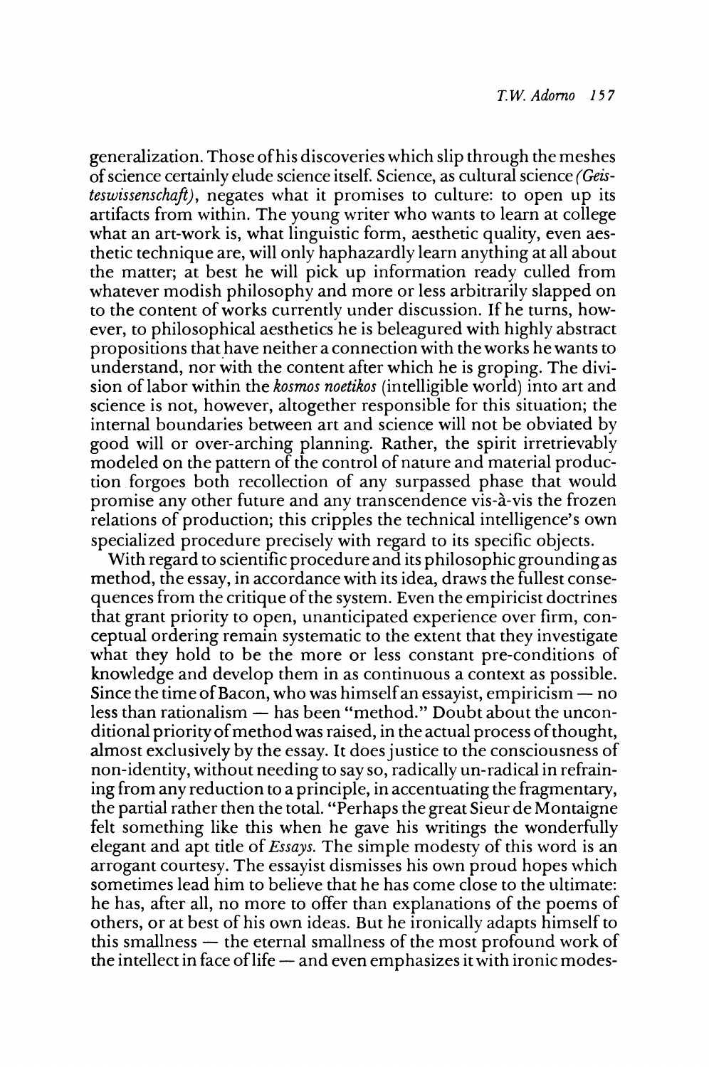generalization. Those of his discoveries which slip through the meshes of science certainly elude science itself. Science, as cultural science *(Geisteswissenschaft)*, negates what it promises to culture: to open up its artifacts from within. The young writer who wants to learn at college what an art-work is, what linguistic form, aesthetic quality, even aesthetic technique are, will only haphazardly learn anything at all about the matter; at best he will pick up information ready culled from whatever modish philosophy and more or less arbitrarily slapped on to the content of works currently under discussion. If he turns, however, to philosophical aesthetics he is beleagured with highly abstract propositions that have neither a connection with the works he wants to understand, nor with the content after which he is groping. The division of labor within the *kosmos noetikos* (intelligible world) into art and science is not, however, altogether responsible for this situation; the internal boundaries between art and science will not be obviated by good will or over-arching planning. Rather, the spirit irretrievably modeled on the pattern of the control of nature and material production forgoes both recollection of any surpassed phase that would promise any other future and any transcendence vis-à-vis the frozen relations of production; this cripples the technical intelligence's own specialized procedure precisely with regard to its specific objects.

With regard to scientific procedure and its philosophic grounding as method, the essay, in accordance with its idea, draws the fullest consequences from the critique of the system. Even the empiricist doctrines that grant priority to open, unanticipated experience over firm, conceptual ordering remain systematic to the extent that they investigate what they hold to be the more or less constant pre-conditions of knowledge and develop them in as continuous a context as possible. Since the time of Bacon, who was himself an essayist, empiricism — no less than rationalism — has been "method." Doubt about the unconditional priority of method was raised, in the actual process of thought, almost exclusively by the essay. It does justice to the consciousness of non-identity, without needing to say so, radically un-radical in refraining from any reduction to a principle, in accentuating the fragmentary, the partial rather then the total. "Perhaps the great Sieur de Montaigne felt something like this when he gave his writings the wonderfully elegant and apt title of *Essays*. The simple modesty of this word is an arrogant courtesy. The essayist dismisses his own proud hopes which sometimes lead him to believe that he has come close to the ultimate: he has, after all, no more to offer than explanations of the poems of others, or at best of his own ideas. But he ironically adapts himself to this smallness — the eternal smallness of the most profound work of the intellect in face of life — and even emphasizes it with ironic modes-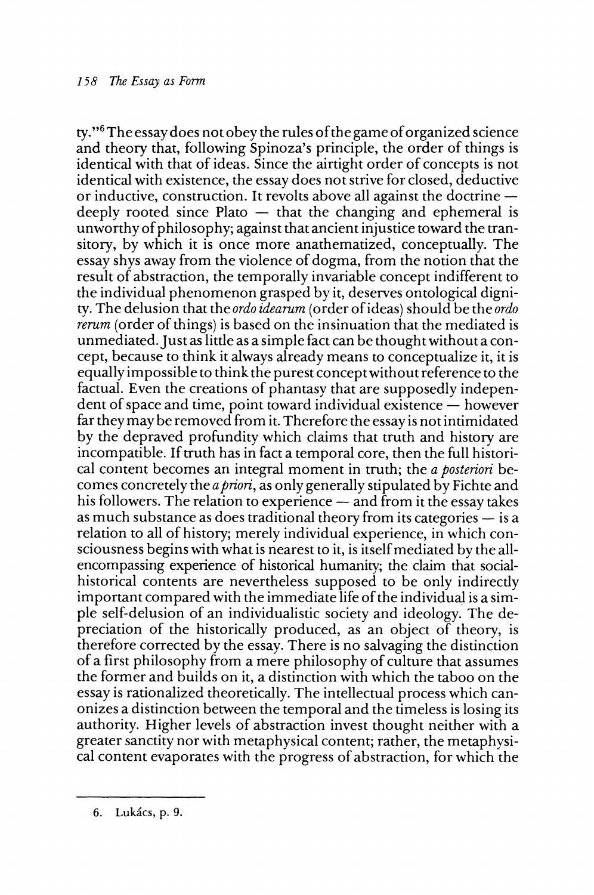ty."[6] The essay does not obey the rules of the game of organized science and theory that, following Spinoza's principle, the order of things is identical with that of ideas. Since the airtight order of concepts is not identical with existence, the essay does not strive for closed, deductive or inductive, construction. It revolts above all against the doctrine — deeply rooted since Plato — that the changing and ephemeral is unworthy of philosophy; against that ancient injustice toward the transitory, by which it is once more anathematized, conceptually. The essay shys away from the violence of dogma, from the notion that the result of abstraction, the temporally invariable concept indifferent to the individual phenomenon grasped by it, deserves ontological dignity. The delusion that the *ordo idearum* (order of ideas) should be the *ordo rerum* (order of things) is based on the insinuation that the mediated is unmediated. Just as little as a simple fact can be thought without a concept, because to think it always already means to conceptualize it, it is equally impossible to think the purest concept without reference to the factual. Even the creations of phantasy that are supposedly independent of space and time, point toward individual existence — however far they may be removed from it. Therefore the essay is not intimidated by the depraved profundity which claims that truth and history are incompatible. If truth has in fact a temporal core, then the full historical content becomes an integral moment in truth; the *a posteriori* becomes concretely the *a priori*, as only generally stipulated by Fichte and his followers. The relation to experience — and from it the essay takes as much substance as does traditional theory from its categories — is a relation to all of history; merely individual experience, in which consciousness begins with what is nearest to it, is itself mediated by the all-encompassing experience of historical humanity; the claim that social-historical contents are nevertheless supposed to be only indirectly important compared with the immediate life of the individual is a simple self-delusion of an individualistic society and ideology. The depreciation of the historically produced, as an object of theory, is therefore corrected by the essay. There is no salvaging the distinction of a first philosophy from a mere philosophy of culture that assumes the former and builds on it, a distinction with which the taboo on the essay is rationalized theoretically. The intellectual process which canonizes a distinction between the temporal and the timeless is losing its authority. Higher levels of abstraction invest thought neither with a greater sanctity nor with metaphysical content; rather, the metaphysical content evaporates with the progress of abstraction, for which the

6. Lukács, p. 9.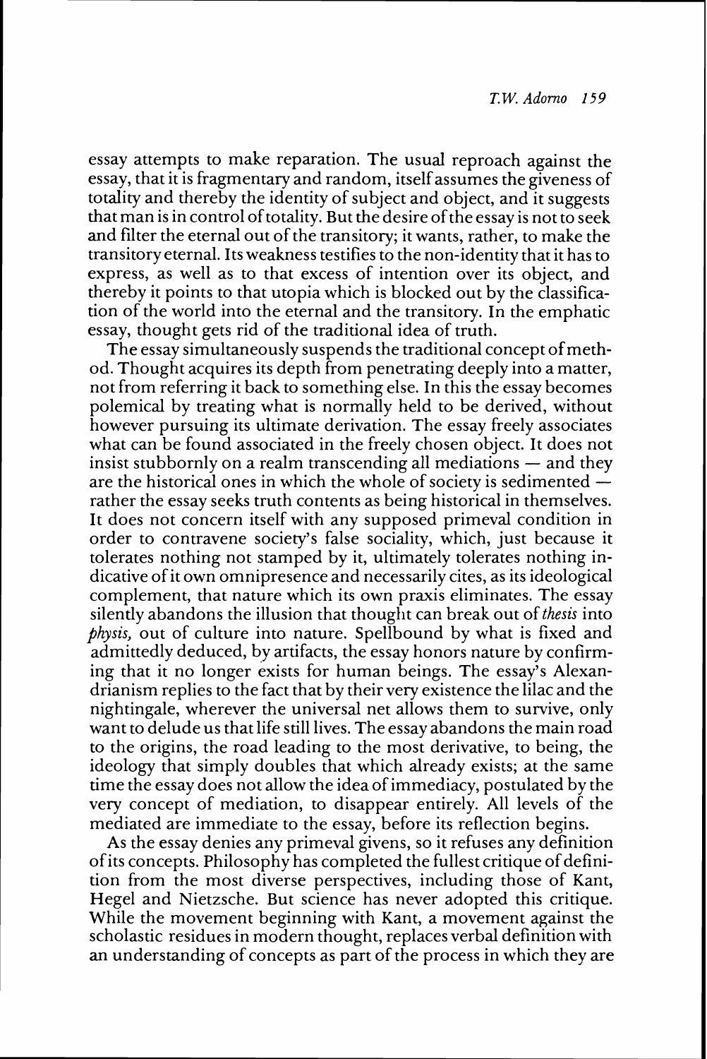essay attempts to make reparation. The usual reproach against the essay, that it is fragmentary and random, itself assumes the giveness of totality and thereby the identity of subject and object, and it suggests that man is in control of totality. But the desire of the essay is not to seek and filter the eternal out of the transitory; it wants, rather, to make the transitory eternal. Its weakness testifies to the non-identity that it has to express, as well as to that excess of intention over its object, and thereby it points to that utopia which is blocked out by the classification of the world into the eternal and the transitory. In the emphatic essay, thought gets rid of the traditional idea of truth.

The essay simultaneously suspends the traditional concept of method. Thought acquires its depth from penetrating deeply into a matter, not from referring it back to something else. In this the essay becomes polemical by treating what is normally held to be derived, without however pursuing its ultimate derivation. The essay freely associates what can be found associated in the freely chosen object. It does not insist stubbornly on a realm transcending all mediations — and they are the historical ones in which the whole of society is sedimented — rather the essay seeks truth contents as being historical in themselves. It does not concern itself with any supposed primeval condition in order to contravene society's false sociality, which, just because it tolerates nothing not stamped by it, ultimately tolerates nothing indicative of it own omnipresence and necessarily cites, as its ideological complement, that nature which its own praxis eliminates. The essay silently abandons the illusion that thought can break out of *thesis* into *physis,* out of culture into nature. Spellbound by what is fixed and admittedly deduced, by artifacts, the essay honors nature by confirming that it no longer exists for human beings. The essay's Alexandrianism replies to the fact that by their very existence the lilac and the nightingale, wherever the universal net allows them to survive, only want to delude us that life still lives. The essay abandons the main road to the origins, the road leading to the most derivative, to being, the ideology that simply doubles that which already exists; at the same time the essay does not allow the idea of immediacy, postulated by the very concept of mediation, to disappear entirely. All levels of the mediated are immediate to the essay, before its reflection begins.

As the essay denies any primeval givens, so it refuses any definition of its concepts. Philosophy has completed the fullest critique of definition from the most diverse perspectives, including those of Kant, Hegel and Nietzsche. But science has never adopted this critique. While the movement beginning with Kant, a movement against the scholastic residues in modern thought, replaces verbal definition with an understanding of concepts as part of the process in which they are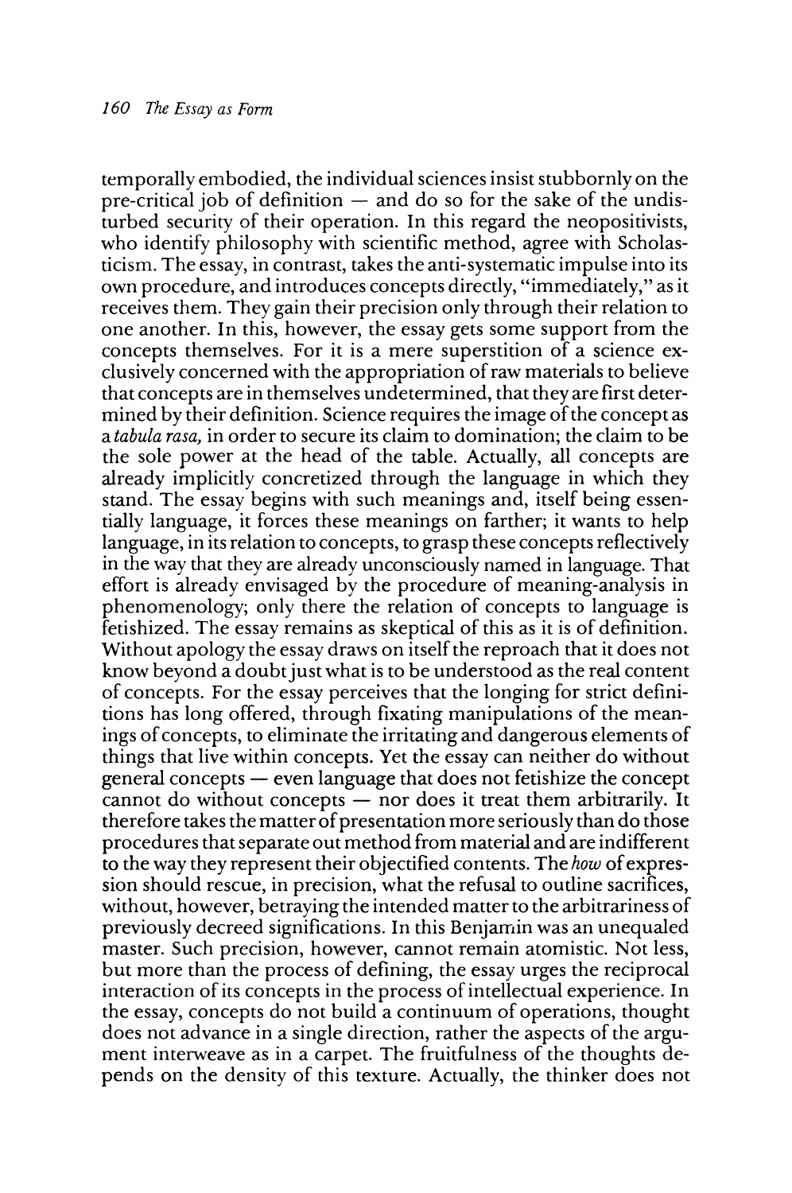temporally embodied, the individual sciences insist stubbornly on the pre-critical job of definition — and do so for the sake of the undisturbed security of their operation. In this regard the neopositivists, who identify philosophy with scientific method, agree with Scholasticism. The essay, in contrast, takes the anti-systematic impulse into its own procedure, and introduces concepts directly, "immediately," as it receives them. They gain their precision only through their relation to one another. In this, however, the essay gets some support from the concepts themselves. For it is a mere superstition of a science exclusively concerned with the appropriation of raw materials to believe that concepts are in themselves undetermined, that they are first determined by their definition. Science requires the image of the concept as a *tabula rasa,* in order to secure its claim to domination; the claim to be the sole power at the head of the table. Actually, all concepts are already implicitly concretized through the language in which they stand. The essay begins with such meanings and, itself being essentially language, it forces these meanings on farther; it wants to help language, in its relation to concepts, to grasp these concepts reflectively in the way that they are already unconsciously named in language. That effort is already envisaged by the procedure of meaning-analysis in phenomenology; only there the relation of concepts to language is fetishized. The essay remains as skeptical of this as it is of definition. Without apology the essay draws on itself the reproach that it does not know beyond a doubt just what is to be understood as the real content of concepts. For the essay perceives that the longing for strict definitions has long offered, through fixating manipulations of the meanings of concepts, to eliminate the irritating and dangerous elements of things that live within concepts. Yet the essay can neither do without general concepts — even language that does not fetishize the concept cannot do without concepts — nor does it treat them arbitrarily. It therefore takes the matter of presentation more seriously than do those procedures that separate out method from material and are indifferent to the way they represent their objectified contents. The *how* of expression should rescue, in precision, what the refusal to outline sacrifices, without, however, betraying the intended matter to the arbitrariness of previously decreed significations. In this Benjamin was an unequaled master. Such precision, however, cannot remain atomistic. Not less, but more than the process of defining, the essay urges the reciprocal interaction of its concepts in the process of intellectual experience. In the essay, concepts do not build a continuum of operations, thought does not advance in a single direction, rather the aspects of the argument interweave as in a carpet. The fruitfulness of the thoughts depends on the density of this texture. Actually, the thinker does not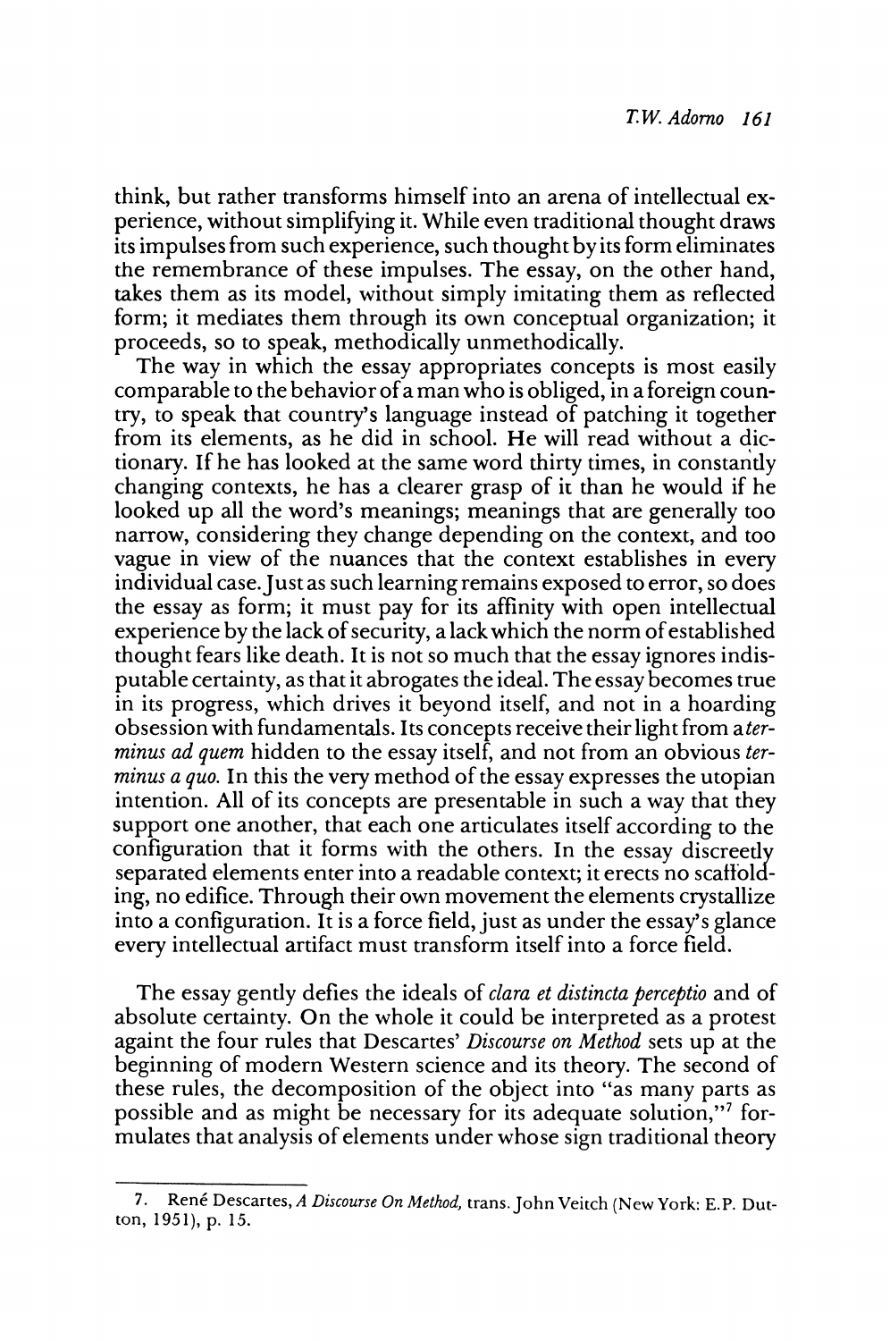think, but rather transforms himself into an arena of intellectual experience, without simplifying it. While even traditional thought draws its impulses from such experience, such thought by its form eliminates the remembrance of these impulses. The essay, on the other hand, takes them as its model, without simply imitating them as reflected form; it mediates them through its own conceptual organization; it proceeds, so to speak, methodically unmethodically.

The way in which the essay appropriates concepts is most easily comparable to the behavior of a man who is obliged, in a foreign country, to speak that country's language instead of patching it together from its elements, as he did in school. He will read without a dictionary. If he has looked at the same word thirty times, in constantly changing contexts, he has a clearer grasp of it than he would if he looked up all the word's meanings; meanings that are generally too narrow, considering they change depending on the context, and too vague in view of the nuances that the context establishes in every individual case. Just as such learning remains exposed to error, so does the essay as form; it must pay for its affinity with open intellectual experience by the lack of security, a lack which the norm of established thought fears like death. It is not so much that the essay ignores indisputable certainty, as that it abrogates the ideal. The essay becomes true in its progress, which drives it beyond itself, and not in a hoarding obsession with fundamentals. Its concepts receive their light from a *terminus ad quem* hidden to the essay itself, and not from an obvious *terminus a quo*. In this the very method of the essay expresses the utopian intention. All of its concepts are presentable in such a way that they support one another, that each one articulates itself according to the configuration that it forms with the others. In the essay discreetly separated elements enter into a readable context; it erects no scaffolding, no edifice. Through their own movement the elements crystallize into a configuration. It is a force field, just as under the essay's glance every intellectual artifact must transform itself into a force field.

The essay gently defies the ideals of *clara et distincta perceptio* and of absolute certainty. On the whole it could be interpreted as a protest againt the four rules that Descartes' *Discourse on Method* sets up at the beginning of modern Western science and its theory. The second of these rules, the decomposition of the object into "as many parts as possible and as might be necessary for its adequate solution,"[7] formulates that analysis of elements under whose sign traditional theory

---

7. René Descartes, *A Discourse On Method,* trans. John Veitch (New York: E.P. Dutton, 1951), p. 15.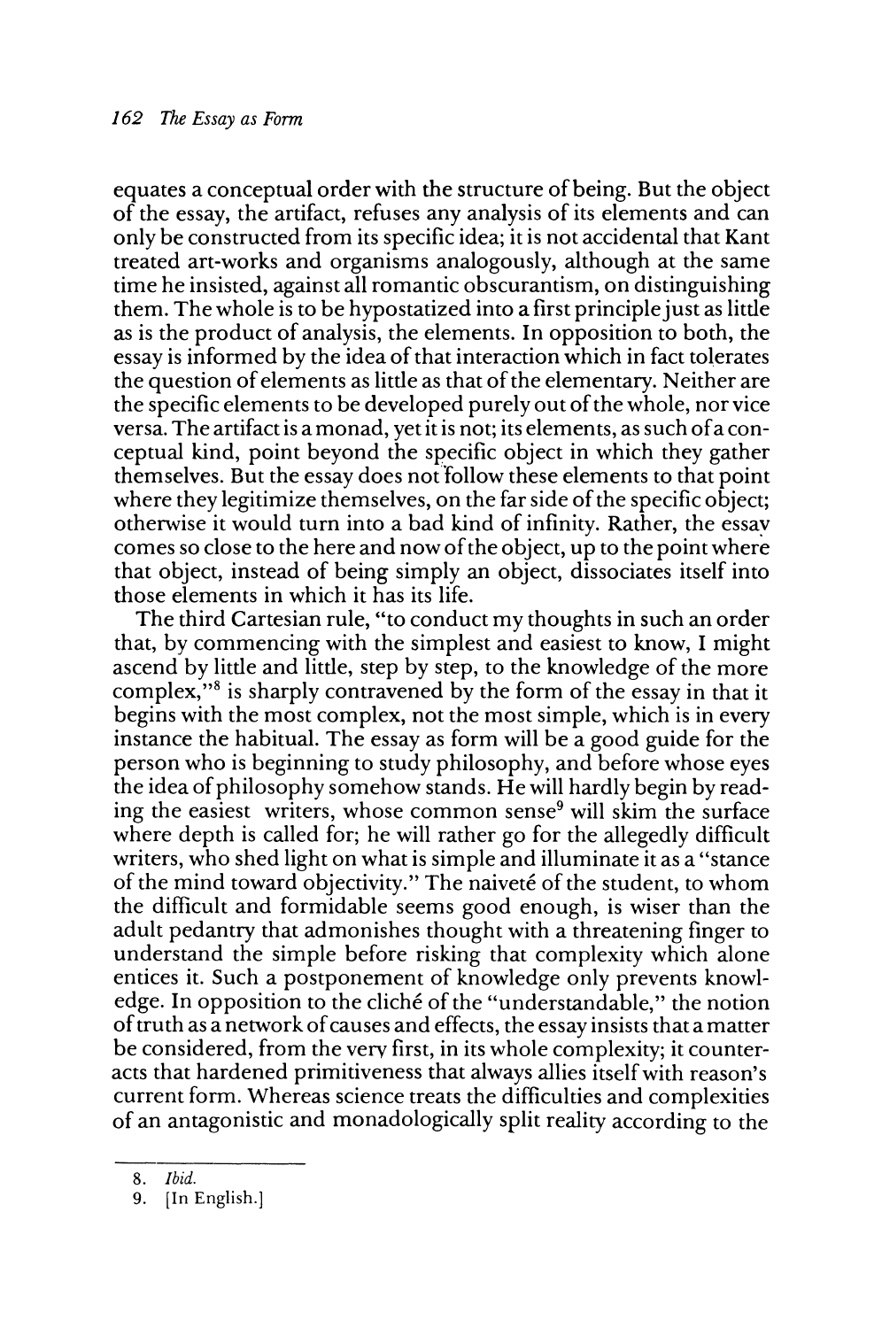equates a conceptual order with the structure of being. But the object of the essay, the artifact, refuses any analysis of its elements and can only be constructed from its specific idea; it is not accidental that Kant treated art-works and organisms analogously, although at the same time he insisted, against all romantic obscurantism, on distinguishing them. The whole is to be hypostatized into a first principle just as little as is the product of analysis, the elements. In opposition to both, the essay is informed by the idea of that interaction which in fact tolerates the question of elements as little as that of the elementary. Neither are the specific elements to be developed purely out of the whole, nor vice versa. The artifact is a monad, yet it is not; its elements, as such of a conceptual kind, point beyond the specific object in which they gather themselves. But the essay does not follow these elements to that point where they legitimize themselves, on the far side of the specific object; otherwise it would turn into a bad kind of infinity. Rather, the essay comes so close to the here and now of the object, up to the point where that object, instead of being simply an object, dissociates itself into those elements in which it has its life.

The third Cartesian rule, "to conduct my thoughts in such an order that, by commencing with the simplest and easiest to know, I might ascend by little and little, step by step, to the knowledge of the more complex,"[8] is sharply contravened by the form of the essay in that it begins with the most complex, not the most simple, which is in every instance the habitual. The essay as form will be a good guide for the person who is beginning to study philosophy, and before whose eyes the idea of philosophy somehow stands. He will hardly begin by reading the easiest writers, whose common sense[9] will skim the surface where depth is called for; he will rather go for the allegedly difficult writers, who shed light on what is simple and illuminate it as a "stance of the mind toward objectivity." The naiveté of the student, to whom the difficult and formidable seems good enough, is wiser than the adult pedantry that admonishes thought with a threatening finger to understand the simple before risking that complexity which alone entices it. Such a postponement of knowledge only prevents knowledge. In opposition to the cliché of the "understandable," the notion of truth as a network of causes and effects, the essay insists that a matter be considered, from the very first, in its whole complexity; it counteracts that hardened primitiveness that always allies itself with reason's current form. Whereas science treats the difficulties and complexities of an antagonistic and monadologically split reality according to the

---

8. *Ibid.*

9. [In English.]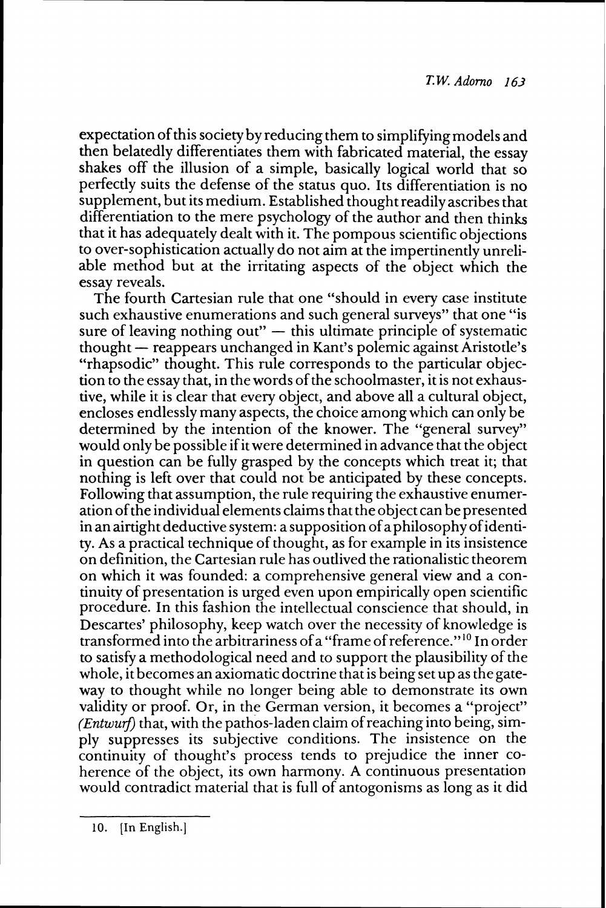expectation of this society by reducing them to simplifying models and then belatedly differentiates them with fabricated material, the essay shakes off the illusion of a simple, basically logical world that so perfectly suits the defense of the status quo. Its differentiation is no supplement, but its medium. Established thought readily ascribes that differentiation to the mere psychology of the author and then thinks that it has adequately dealt with it. The pompous scientific objections to over-sophistication actually do not aim at the impertinently unreliable method but at the irritating aspects of the object which the essay reveals.

The fourth Cartesian rule that one "should in every case institute such exhaustive enumerations and such general surveys" that one "is sure of leaving nothing out" — this ultimate principle of systematic thought — reappears unchanged in Kant's polemic against Aristotle's "rhapsodic" thought. This rule corresponds to the particular objection to the essay that, in the words of the schoolmaster, it is not exhaustive, while it is clear that every object, and above all a cultural object, encloses endlessly many aspects, the choice among which can only be determined by the intention of the knower. The "general survey" would only be possible if it were determined in advance that the object in question can be fully grasped by the concepts which treat it; that nothing is left over that could not be anticipated by these concepts. Following that assumption, the rule requiring the exhaustive enumeration of the individual elements claims that the object can be presented in an airtight deductive system: a supposition of a philosophy of identity. As a practical technique of thought, as for example in its insistence on definition, the Cartesian rule has outlived the rationalistic theorem on which it was founded: a comprehensive general view and a continuity of presentation is urged even upon empirically open scientific procedure. In this fashion the intellectual conscience that should, in Descartes' philosophy, keep watch over the necessity of knowledge is transformed into the arbitrariness of a "frame of reference."[10] In order to satisfy a methodological need and to support the plausibility of the whole, it becomes an axiomatic doctrine that is being set up as the gateway to thought while no longer being able to demonstrate its own validity or proof. Or, in the German version, it becomes a "project" *(Entwurf)* that, with the pathos-laden claim of reaching into being, simply suppresses its subjective conditions. The insistence on the continuity of thought's process tends to prejudice the inner coherence of the object, its own harmony. A continuous presentation would contradict material that is full of antogonisms as long as it did

10. [In English.]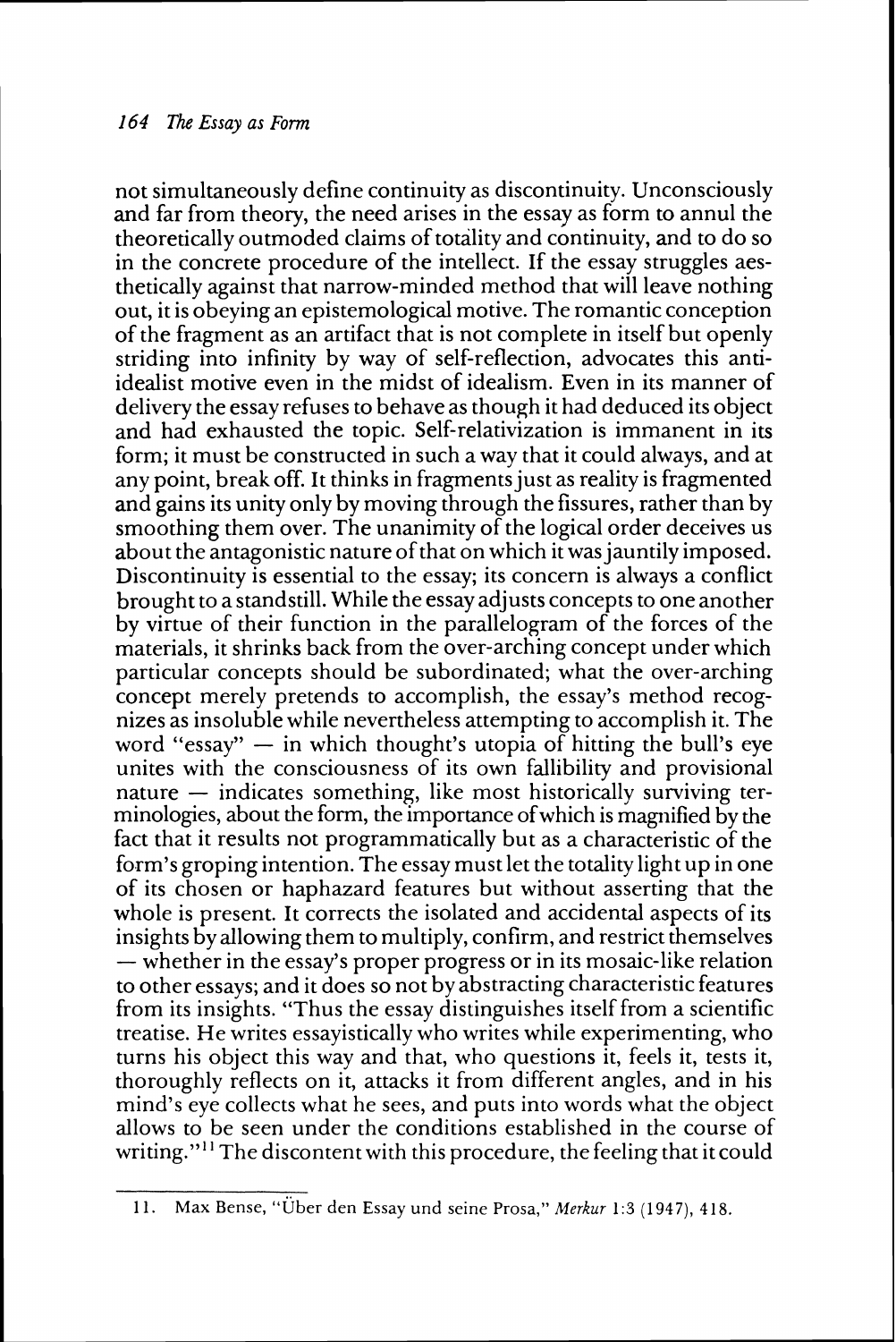not simultaneously define continuity as discontinuity. Unconsciously and far from theory, the need arises in the essay as form to annul the theoretically outmoded claims of totality and continuity, and to do so in the concrete procedure of the intellect. If the essay struggles aesthetically against that narrow-minded method that will leave nothing out, it is obeying an epistemological motive. The romantic conception of the fragment as an artifact that is not complete in itself but openly striding into infinity by way of self-reflection, advocates this anti-idealist motive even in the midst of idealism. Even in its manner of delivery the essay refuses to behave as though it had deduced its object and had exhausted the topic. Self-relativization is immanent in its form; it must be constructed in such a way that it could always, and at any point, break off. It thinks in fragments just as reality is fragmented and gains its unity only by moving through the fissures, rather than by smoothing them over. The unanimity of the logical order deceives us about the antagonistic nature of that on which it was jauntily imposed. Discontinuity is essential to the essay; its concern is always a conflict brought to a standstill. While the essay adjusts concepts to one another by virtue of their function in the parallelogram of the forces of the materials, it shrinks back from the over-arching concept under which particular concepts should be subordinated; what the over-arching concept merely pretends to accomplish, the essay's method recognizes as insoluble while nevertheless attempting to accomplish it. The word "essay" — in which thought's utopia of hitting the bull's eye unites with the consciousness of its own fallibility and provisional nature — indicates something, like most historically surviving terminologies, about the form, the importance of which is magnified by the fact that it results not programmatically but as a characteristic of the form's groping intention. The essay must let the totality light up in one of its chosen or haphazard features but without asserting that the whole is present. It corrects the isolated and accidental aspects of its insights by allowing them to multiply, confirm, and restrict themselves — whether in the essay's proper progress or in its mosaic-like relation to other essays; and it does so not by abstracting characteristic features from its insights. "Thus the essay distinguishes itself from a scientific treatise. He writes essayistically who writes while experimenting, who turns his object this way and that, who questions it, feels it, tests it, thoroughly reflects on it, attacks it from different angles, and in his mind's eye collects what he sees, and puts into words what the object allows to be seen under the conditions established in the course of writing."[11] The discontent with this procedure, the feeling that it could

11. Max Bense, "Über den Essay und seine Prosa," *Merkur* 1:3 (1947), 418.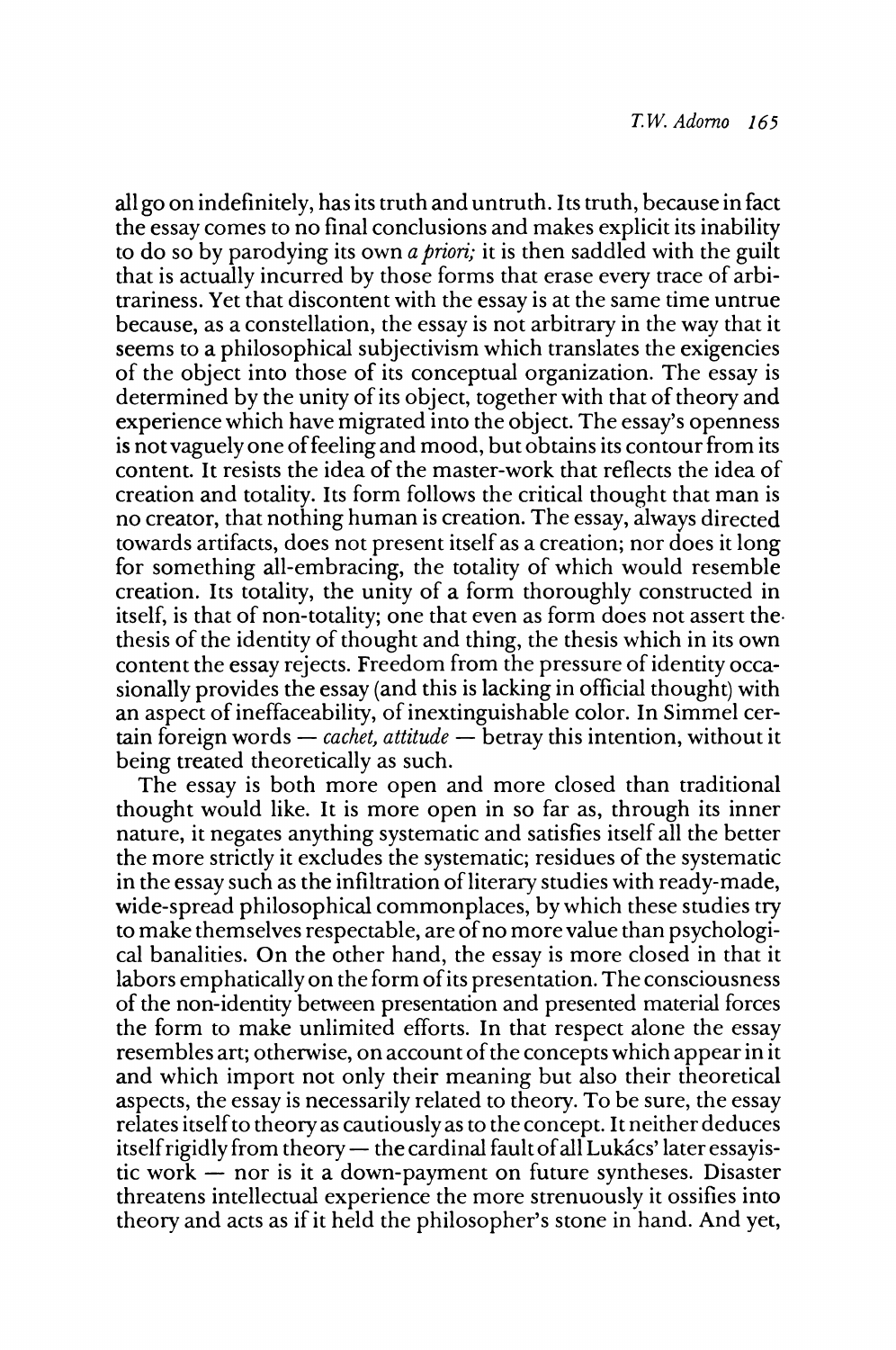all go on indefinitely, has its truth and untruth. Its truth, because in fact the essay comes to no final conclusions and makes explicit its inability to do so by parodying its own *a priori;* it is then saddled with the guilt that is actually incurred by those forms that erase every trace of arbitrariness. Yet that discontent with the essay is at the same time untrue because, as a constellation, the essay is not arbitrary in the way that it seems to a philosophical subjectivism which translates the exigencies of the object into those of its conceptual organization. The essay is determined by the unity of its object, together with that of theory and experience which have migrated into the object. The essay's openness is not vaguely one of feeling and mood, but obtains its contour from its content. It resists the idea of the master-work that reflects the idea of creation and totality. Its form follows the critical thought that man is no creator, that nothing human is creation. The essay, always directed towards artifacts, does not present itself as a creation; nor does it long for something all-embracing, the totality of which would resemble creation. Its totality, the unity of a form thoroughly constructed in itself, is that of non-totality; one that even as form does not assert the thesis of the identity of thought and thing, the thesis which in its own content the essay rejects. Freedom from the pressure of identity occasionally provides the essay (and this is lacking in official thought) with an aspect of ineffaceability, of inextinguishable color. In Simmel certain foreign words — *cachet, attitude* — betray this intention, without it being treated theoretically as such.

The essay is both more open and more closed than traditional thought would like. It is more open in so far as, through its inner nature, it negates anything systematic and satisfies itself all the better the more strictly it excludes the systematic; residues of the systematic in the essay such as the infiltration of literary studies with ready-made, wide-spread philosophical commonplaces, by which these studies try to make themselves respectable, are of no more value than psychological banalities. On the other hand, the essay is more closed in that it labors emphatically on the form of its presentation. The consciousness of the non-identity between presentation and presented material forces the form to make unlimited efforts. In that respect alone the essay resembles art; otherwise, on account of the concepts which appear in it and which import not only their meaning but also their theoretical aspects, the essay is necessarily related to theory. To be sure, the essay relates itself to theory as cautiously as to the concept. It neither deduces itself rigidly from theory — the cardinal fault of all Lukács' later essayistic work — nor is it a down-payment on future syntheses. Disaster threatens intellectual experience the more strenuously it ossifies into theory and acts as if it held the philosopher's stone in hand. And yet,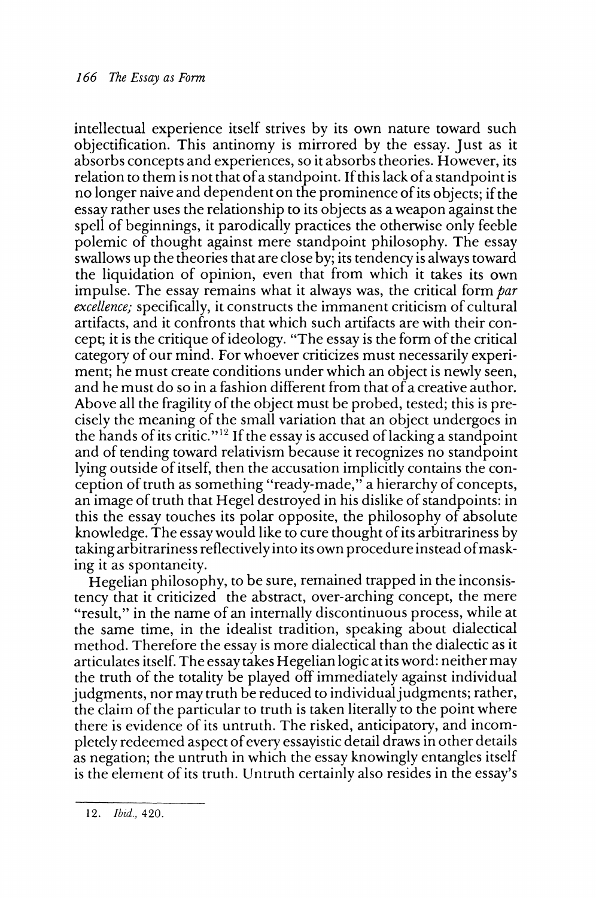intellectual experience itself strives by its own nature toward such objectification. This antinomy is mirrored by the essay. Just as it absorbs concepts and experiences, so it absorbs theories. However, its relation to them is not that of a standpoint. If this lack of a standpoint is no longer naive and dependent on the prominence of its objects; if the essay rather uses the relationship to its objects as a weapon against the spell of beginnings, it parodically practices the otherwise only feeble polemic of thought against mere standpoint philosophy. The essay swallows up the theories that are close by; its tendency is always toward the liquidation of opinion, even that from which it takes its own impulse. The essay remains what it always was, the critical form *par excellence;* specifically, it constructs the immanent criticism of cultural artifacts, and it confronts that which such artifacts are with their concept; it is the critique of ideology. "The essay is the form of the critical category of our mind. For whoever criticizes must necessarily experiment; he must create conditions under which an object is newly seen, and he must do so in a fashion different from that of a creative author. Above all the fragility of the object must be probed, tested; this is precisely the meaning of the small variation that an object undergoes in the hands of its critic."[12] If the essay is accused of lacking a standpoint and of tending toward relativism because it recognizes no standpoint lying outside of itself, then the accusation implicitly contains the conception of truth as something "ready-made," a hierarchy of concepts, an image of truth that Hegel destroyed in his dislike of standpoints: in this the essay touches its polar opposite, the philosophy of absolute knowledge. The essay would like to cure thought of its arbitrariness by taking arbitrariness reflectively into its own procedure instead of masking it as spontaneity.

Hegelian philosophy, to be sure, remained trapped in the inconsistency that it criticized the abstract, over-arching concept, the mere "result," in the name of an internally discontinuous process, while at the same time, in the idealist tradition, speaking about dialectical method. Therefore the essay is more dialectical than the dialectic as it articulates itself. The essay takes Hegelian logic at its word: neither may the truth of the totality be played off immediately against individual judgments, nor may truth be reduced to individual judgments; rather, the claim of the particular to truth is taken literally to the point where there is evidence of its untruth. The risked, anticipatory, and incompletely redeemed aspect of every essayistic detail draws in other details as negation; the untruth in which the essay knowingly entangles itself is the element of its truth. Untruth certainly also resides in the essay's

12. *Ibid.,* 420.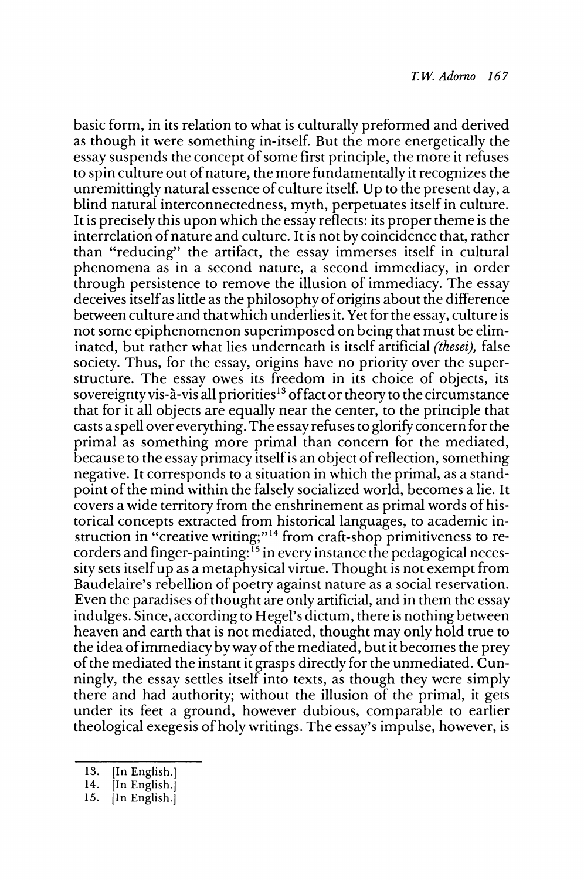basic form, in its relation to what is culturally preformed and derived as though it were something in-itself. But the more energetically the essay suspends the concept of some first principle, the more it refuses to spin culture out of nature, the more fundamentally it recognizes the unremittingly natural essence of culture itself. Up to the present day, a blind natural interconnectedness, myth, perpetuates itself in culture. It is precisely this upon which the essay reflects: its proper theme is the interrelation of nature and culture. It is not by coincidence that, rather than "reducing" the artifact, the essay immerses itself in cultural phenomena as in a second nature, a second immediacy, in order through persistence to remove the illusion of immediacy. The essay deceives itself as little as the philosophy of origins about the difference between culture and that which underlies it. Yet for the essay, culture is not some epiphenomenon superimposed on being that must be eliminated, but rather what lies underneath is itself artificial *(thesei)*, false society. Thus, for the essay, origins have no priority over the superstructure. The essay owes its freedom in its choice of objects, its sovereignty vis-à-vis all priorities[13] of fact or theory to the circumstance that for it all objects are equally near the center, to the principle that casts a spell over everything. The essay refuses to glorify concern for the primal as something more primal than concern for the mediated, because to the essay primacy itself is an object of reflection, something negative. It corresponds to a situation in which the primal, as a standpoint of the mind within the falsely socialized world, becomes a lie. It covers a wide territory from the enshrinement as primal words of historical concepts extracted from historical languages, to academic instruction in "creative writing;"[14] from craft-shop primitiveness to recorders and finger-painting:[15] in every instance the pedagogical necessity sets itself up as a metaphysical virtue. Thought is not exempt from Baudelaire's rebellion of poetry against nature as a social reservation. Even the paradises of thought are only artificial, and in them the essay indulges. Since, according to Hegel's dictum, there is nothing between heaven and earth that is not mediated, thought may only hold true to the idea of immediacy by way of the mediated, but it becomes the prey of the mediated the instant it grasps directly for the unmediated. Cunningly, the essay settles itself into texts, as though they were simply there and had authority; without the illusion of the primal, it gets under its feet a ground, however dubious, comparable to earlier theological exegesis of holy writings. The essay's impulse, however, is

---

13. [In English.]
14. [In English.]
15. [In English.]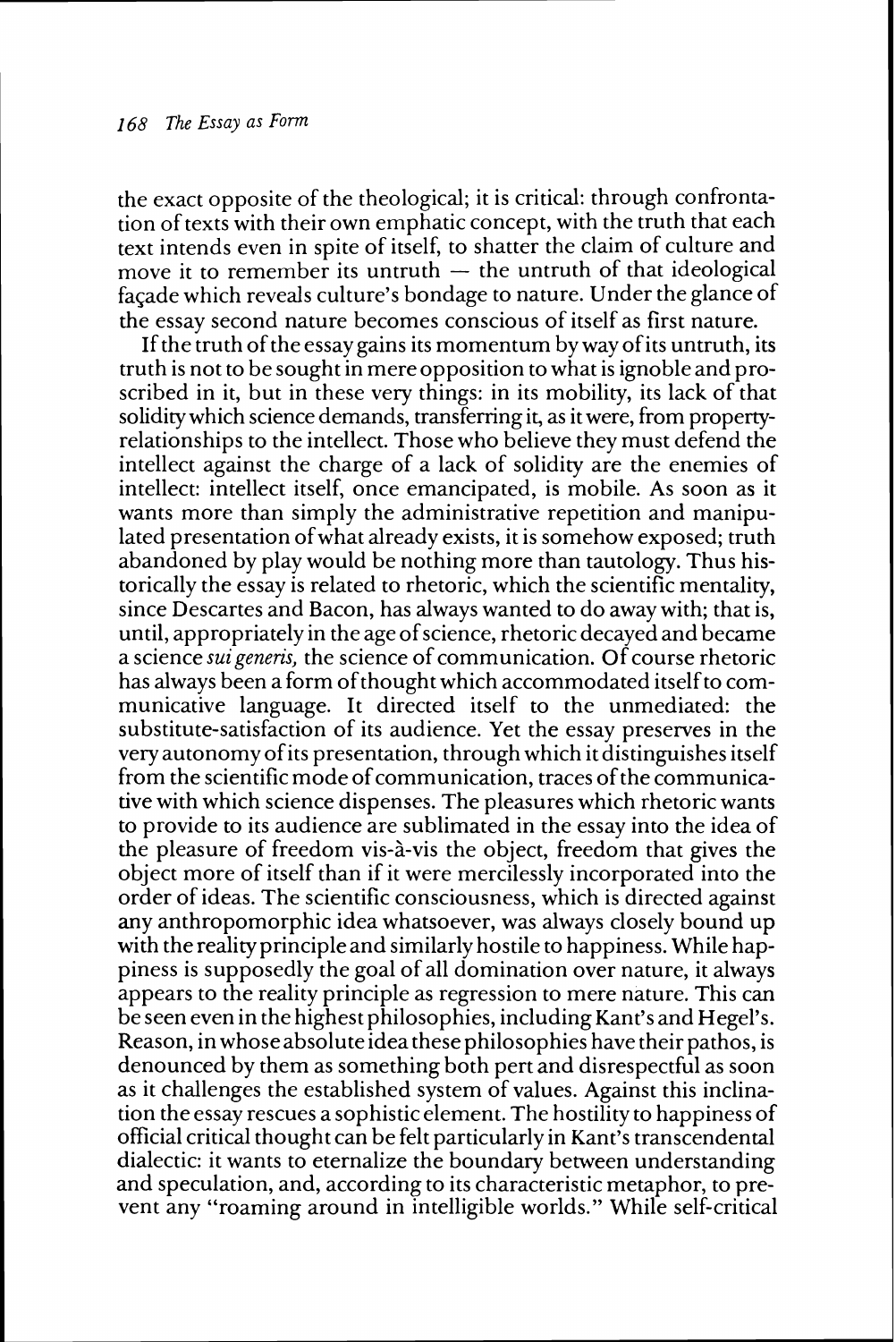the exact opposite of the theological; it is critical: through confrontation of texts with their own emphatic concept, with the truth that each text intends even in spite of itself, to shatter the claim of culture and move it to remember its untruth — the untruth of that ideological façade which reveals culture's bondage to nature. Under the glance of the essay second nature becomes conscious of itself as first nature.

If the truth of the essay gains its momentum by way of its untruth, its truth is not to be sought in mere opposition to what is ignoble and proscribed in it, but in these very things: in its mobility, its lack of that solidity which science demands, transferring it, as it were, from property-relationships to the intellect. Those who believe they must defend the intellect against the charge of a lack of solidity are the enemies of intellect: intellect itself, once emancipated, is mobile. As soon as it wants more than simply the administrative repetition and manipulated presentation of what already exists, it is somehow exposed; truth abandoned by play would be nothing more than tautology. Thus historically the essay is related to rhetoric, which the scientific mentality, since Descartes and Bacon, has always wanted to do away with; that is, until, appropriately in the age of science, rhetoric decayed and became a science *sui generis,* the science of communication. Of course rhetoric has always been a form of thought which accommodated itself to communicative language. It directed itself to the unmediated: the substitute-satisfaction of its audience. Yet the essay preserves in the very autonomy of its presentation, through which it distinguishes itself from the scientific mode of communication, traces of the communicative with which science dispenses. The pleasures which rhetoric wants to provide to its audience are sublimated in the essay into the idea of the pleasure of freedom vis-à-vis the object, freedom that gives the object more of itself than if it were mercilessly incorporated into the order of ideas. The scientific consciousness, which is directed against any anthropomorphic idea whatsoever, was always closely bound up with the reality principle and similarly hostile to happiness. While happiness is supposedly the goal of all domination over nature, it always appears to the reality principle as regression to mere nature. This can be seen even in the highest philosophies, including Kant's and Hegel's. Reason, in whose absolute idea these philosophies have their pathos, is denounced by them as something both pert and disrespectful as soon as it challenges the established system of values. Against this inclination the essay rescues a sophistic element. The hostility to happiness of official critical thought can be felt particularly in Kant's transcendental dialectic: it wants to eternalize the boundary between understanding and speculation, and, according to its characteristic metaphor, to prevent any "roaming around in intelligible worlds." While self-critical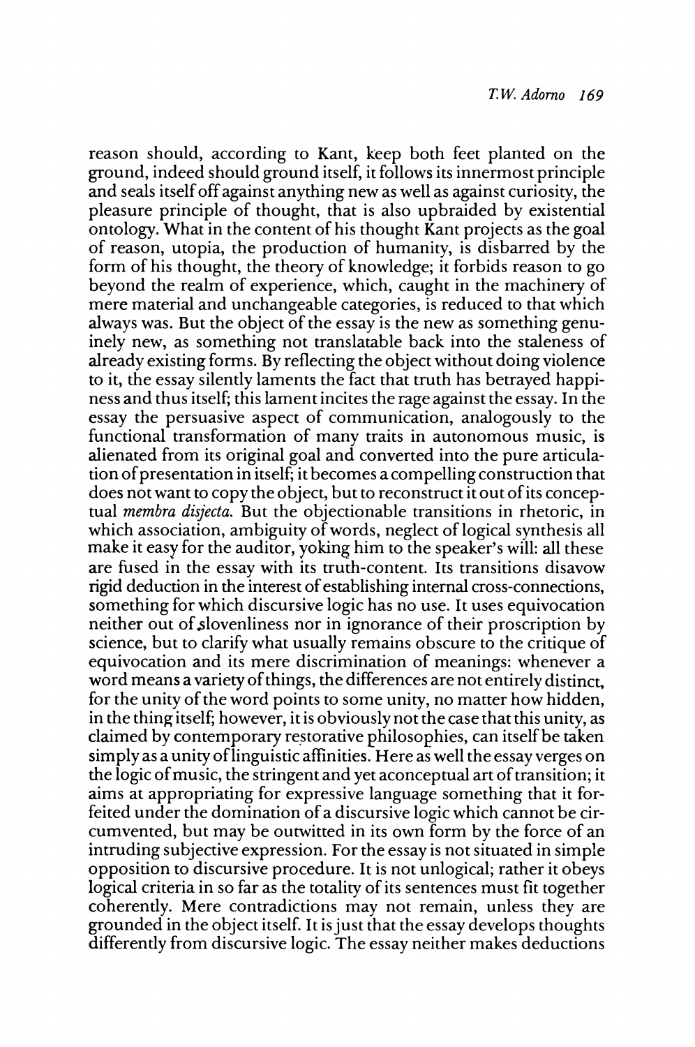reason should, according to Kant, keep both feet planted on the ground, indeed should ground itself, it follows its innermost principle and seals itself off against anything new as well as against curiosity, the pleasure principle of thought, that is also upbraided by existential ontology. What in the content of his thought Kant projects as the goal of reason, utopia, the production of humanity, is disbarred by the form of his thought, the theory of knowledge; it forbids reason to go beyond the realm of experience, which, caught in the machinery of mere material and unchangeable categories, is reduced to that which always was. But the object of the essay is the new as something genuinely new, as something not translatable back into the staleness of already existing forms. By reflecting the object without doing violence to it, the essay silently laments the fact that truth has betrayed happiness and thus itself; this lament incites the rage against the essay. In the essay the persuasive aspect of communication, analogously to the functional transformation of many traits in autonomous music, is alienated from its original goal and converted into the pure articulation of presentation in itself; it becomes a compelling construction that does not want to copy the object, but to reconstruct it out of its conceptual *membra disjecta.* But the objectionable transitions in rhetoric, in which association, ambiguity of words, neglect of logical synthesis all make it easy for the auditor, yoking him to the speaker's will: all these are fused in the essay with its truth-content. Its transitions disavow rigid deduction in the interest of establishing internal cross-connections, something for which discursive logic has no use. It uses equivocation neither out of slovenliness nor in ignorance of their proscription by science, but to clarify what usually remains obscure to the critique of equivocation and its mere discrimination of meanings: whenever a word means a variety of things, the differences are not entirely distinct, for the unity of the word points to some unity, no matter how hidden, in the thing itself; however, it is obviously not the case that this unity, as claimed by contemporary restorative philosophies, can itself be taken simply as a unity of linguistic affinities. Here as well the essay verges on the logic of music, the stringent and yet aconceptual art of transition; it aims at appropriating for expressive language something that it forfeited under the domination of a discursive logic which cannot be circumvented, but may be outwitted in its own form by the force of an intruding subjective expression. For the essay is not situated in simple opposition to discursive procedure. It is not unlogical; rather it obeys logical criteria in so far as the totality of its sentences must fit together coherently. Mere contradictions may not remain, unless they are grounded in the object itself. It is just that the essay develops thoughts differently from discursive logic. The essay neither makes deductions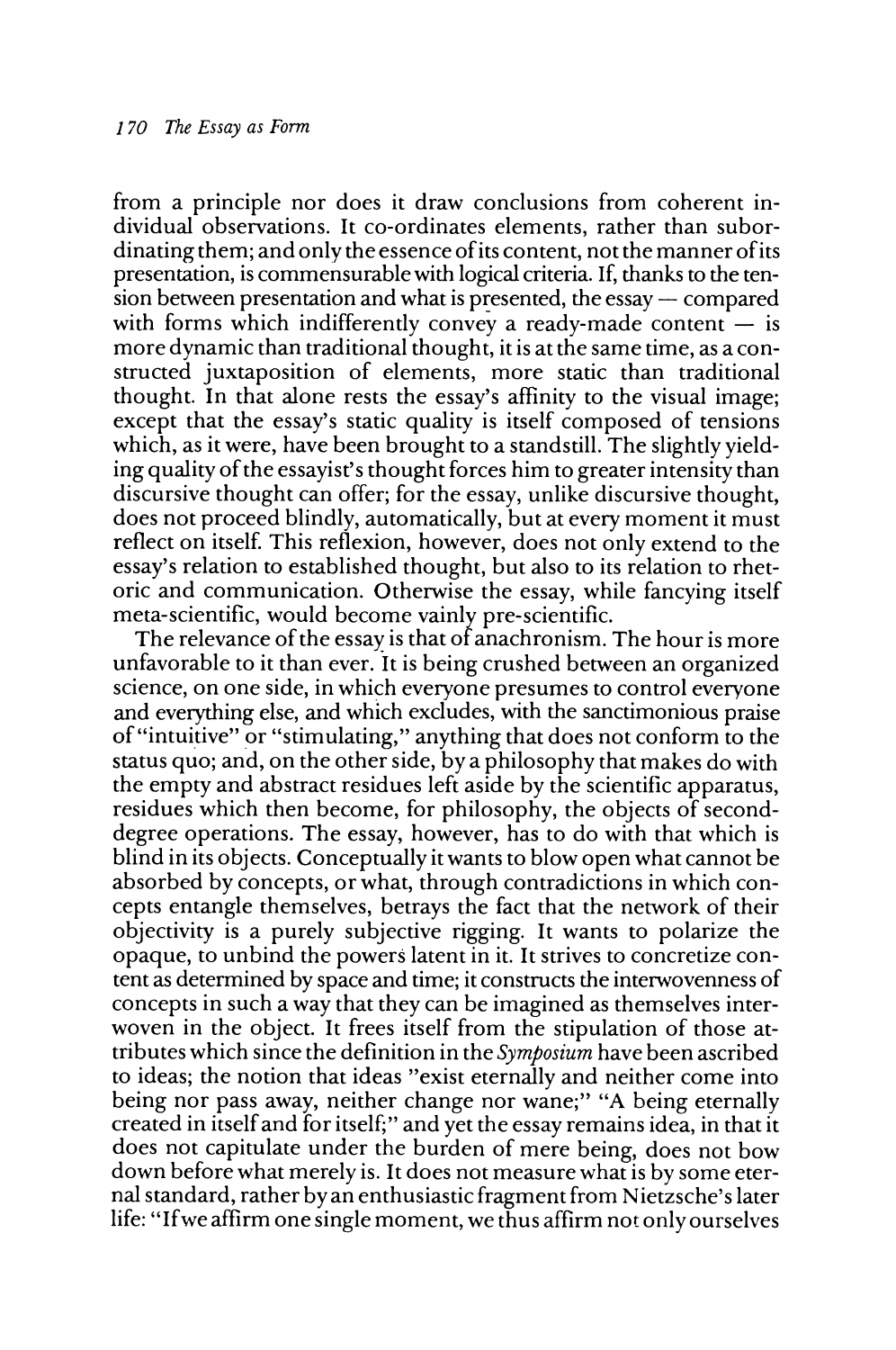from a principle nor does it draw conclusions from coherent individual observations. It co-ordinates elements, rather than subordinating them; and only the essence of its content, not the manner of its presentation, is commensurable with logical criteria. If, thanks to the tension between presentation and what is presented, the essay — compared with forms which indifferently convey a ready-made content — is more dynamic than traditional thought, it is at the same time, as a constructed juxtaposition of elements, more static than traditional thought. In that alone rests the essay's affinity to the visual image; except that the essay's static quality is itself composed of tensions which, as it were, have been brought to a standstill. The slightly yielding quality of the essayist's thought forces him to greater intensity than discursive thought can offer; for the essay, unlike discursive thought, does not proceed blindly, automatically, but at every moment it must reflect on itself. This reflexion, however, does not only extend to the essay's relation to established thought, but also to its relation to rhetoric and communication. Otherwise the essay, while fancying itself meta-scientific, would become vainly pre-scientific.

The relevance of the essay is that of anachronism. The hour is more unfavorable to it than ever. It is being crushed between an organized science, on one side, in which everyone presumes to control everyone and everything else, and which excludes, with the sanctimonious praise of "intuitive" or "stimulating," anything that does not conform to the status quo; and, on the other side, by a philosophy that makes do with the empty and abstract residues left aside by the scientific apparatus, residues which then become, for philosophy, the objects of second-degree operations. The essay, however, has to do with that which is blind in its objects. Conceptually it wants to blow open what cannot be absorbed by concepts, or what, through contradictions in which concepts entangle themselves, betrays the fact that the network of their objectivity is a purely subjective rigging. It wants to polarize the opaque, to unbind the powers latent in it. It strives to concretize content as determined by space and time; it constructs the interwovenness of concepts in such a way that they can be imagined as themselves interwoven in the object. It frees itself from the stipulation of those attributes which since the definition in the *Symposium* have been ascribed to ideas; the notion that ideas "exist eternally and neither come into being nor pass away, neither change nor wane;" "A being eternally created in itself and for itself;" and yet the essay remains idea, in that it does not capitulate under the burden of mere being, does not bow down before what merely is. It does not measure what is by some eternal standard, rather by an enthusiastic fragment from Nietzsche's later life: "If we affirm one single moment, we thus affirm not only ourselves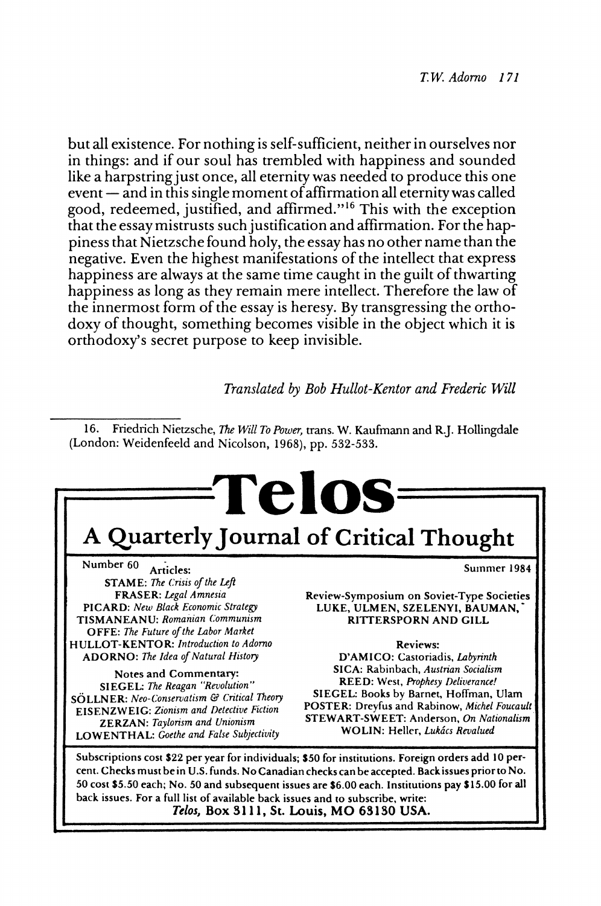but all existence. For nothing is self-sufficient, neither in ourselves nor in things: and if our soul has trembled with happiness and sounded like a harpstring just once, all eternity was needed to produce this one event — and in this single moment of affirmation all eternity was called good, redeemed, justified, and affirmed."[16] This with the exception that the essay mistrusts such justification and affirmation. For the happiness that Nietzsche found holy, the essay has no other name than the negative. Even the highest manifestations of the intellect that express happiness are always at the same time caught in the guilt of thwarting happiness as long as they remain mere intellect. Therefore the law of the innermost form of the essay is heresy. By transgressing the orthodoxy of thought, something becomes visible in the object which it is orthodoxy's secret purpose to keep invisible.

*Translated by Bob Hullot-Kentor and Frederic Will*

---

16. Friedrich Nietzsche, *The Will To Power*, trans. W. Kaufmann and R.J. Hollingdale (London: Weidenfeeld and Nicolson, 1968), pp. 532-533.

# Telos

## A Quarterly Journal of Critical Thought

Number 60 Articles: Summer 1984

STAME: *The Crisis of the Left*
FRASER: *Legal Amnesia*
PICARD: *New Black Economic Strategy*
TISMANEANU: *Romanian Communism*
OFFE: *The Future of the Labor Market*
HULLOT-KENTOR: *Introduction to Adorno*
ADORNO: *The Idea of Natural History*

Notes and Commentary:
SIEGEL: *The Reagan "Revolution"*
SÖLLNER: *Neo-Conservatism & Critical Theory*
EISENZWEIG: *Zionism and Detective Fiction*
ZERZAN: *Taylorism and Unionism*
LOWENTHAL: *Goethe and False Subjectivity*

Review-Symposium on Soviet-Type Societies
LUKE, ULMEN, SZELENYI, BAUMAN, RITTERSPORN AND GILL

Reviews:
D'AMICO: Castoriadis, *Labyrinth*
SICA: Rabinbach, *Austrian Socialism*
REED: West, *Prophesy Deliverance!*
SIEGEL: Books by Barnet, Hoffman, Ulam
POSTER: Dreyfus and Rabinow, *Michel Foucault*
STEWART-SWEET: Anderson, *On Nationalism*
WOLIN: Heller, *Lukács Revalued*

Subscriptions cost $22 per year for individuals; $50 for institutions. Foreign orders add 10 percent. Checks must be in U.S. funds. No Canadian checks can be accepted. Back issues prior to No. 50 cost $5.50 each; No. 50 and subsequent issues are $6.00 each. Institutions pay $15.00 for all back issues. For a full list of available back issues and to subscribe, write:
***Telos*, Box 3111, St. Louis, MO 63130 USA.**